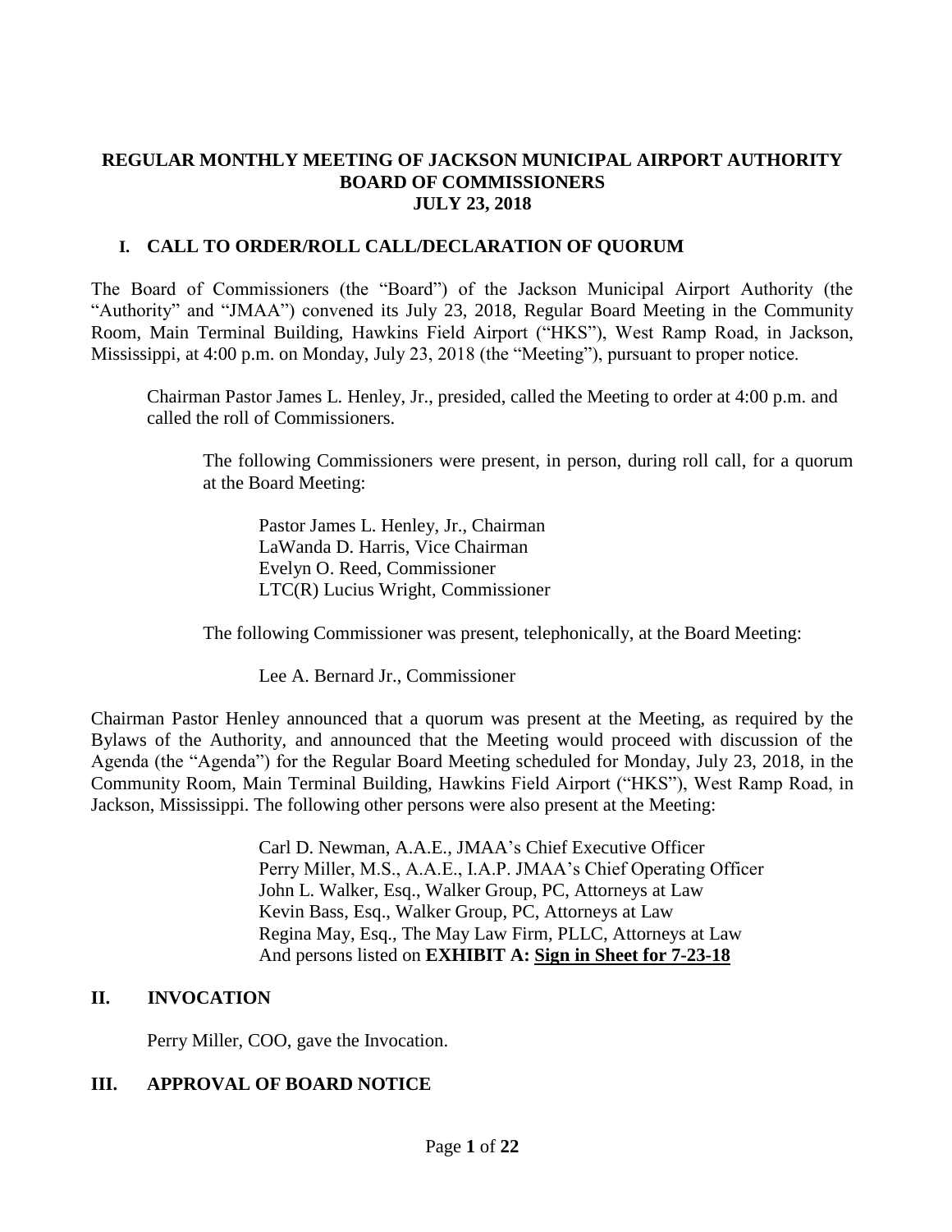# REGULAR MONTHLY MEETING OF JACKSON MUNICIPAL AIRPORT AUTHORITY BOARD OF COMMISSIONERS JULY 23, 2018

## I. CALL TO ORDER/ROLL CALL/DECLARATION OF QUORUM

The Board of Commissioners (the "Board") of the Jackson Municipal Airport Authority (the "Authority" and "JMAA") convened its July 23, 2018, Regular Board Meeting in the Community Room, Main Terminal Building, Hawkins Field Airport ("HKS"), West Ramp Road, in Jackson, Mississippi, at 4:00 p.m. on Monday, July 23, 2018 (the "Meeting"), pursuant to proper notice.

Chairman Pastor James L. Henley, Jr., presided, called the Meeting to order at 4:00 p.m. and called the roll of Commissioners.

The following Commissioners were present, in person, during roll call, for a quorum at the Board Meeting:

Pastor James L. Henley, Jr., Chairman
LaWanda D. Harris, Vice Chairman
Evelyn O. Reed, Commissioner
LTC(R) Lucius Wright, Commissioner

The following Commissioner was present, telephonically, at the Board Meeting:

Lee A. Bernard Jr., Commissioner

Chairman Pastor Henley announced that a quorum was present at the Meeting, as required by the Bylaws of the Authority, and announced that the Meeting would proceed with discussion of the Agenda (the "Agenda") for the Regular Board Meeting scheduled for Monday, July 23, 2018, in the Community Room, Main Terminal Building, Hawkins Field Airport ("HKS"), West Ramp Road, in Jackson, Mississippi. The following other persons were also present at the Meeting:

Carl D. Newman, A.A.E., JMAA's Chief Executive Officer
Perry Miller, M.S., A.A.E., I.A.P. JMAA's Chief Operating Officer
John L. Walker, Esq., Walker Group, PC, Attorneys at Law
Kevin Bass, Esq., Walker Group, PC, Attorneys at Law
Regina May, Esq., The May Law Firm, PLLC, Attorneys at Law
And persons listed on **EXHIBIT A: Sign in Sheet for 7-23-18**

## II. INVOCATION

Perry Miller, COO, gave the Invocation.

## III. APPROVAL OF BOARD NOTICE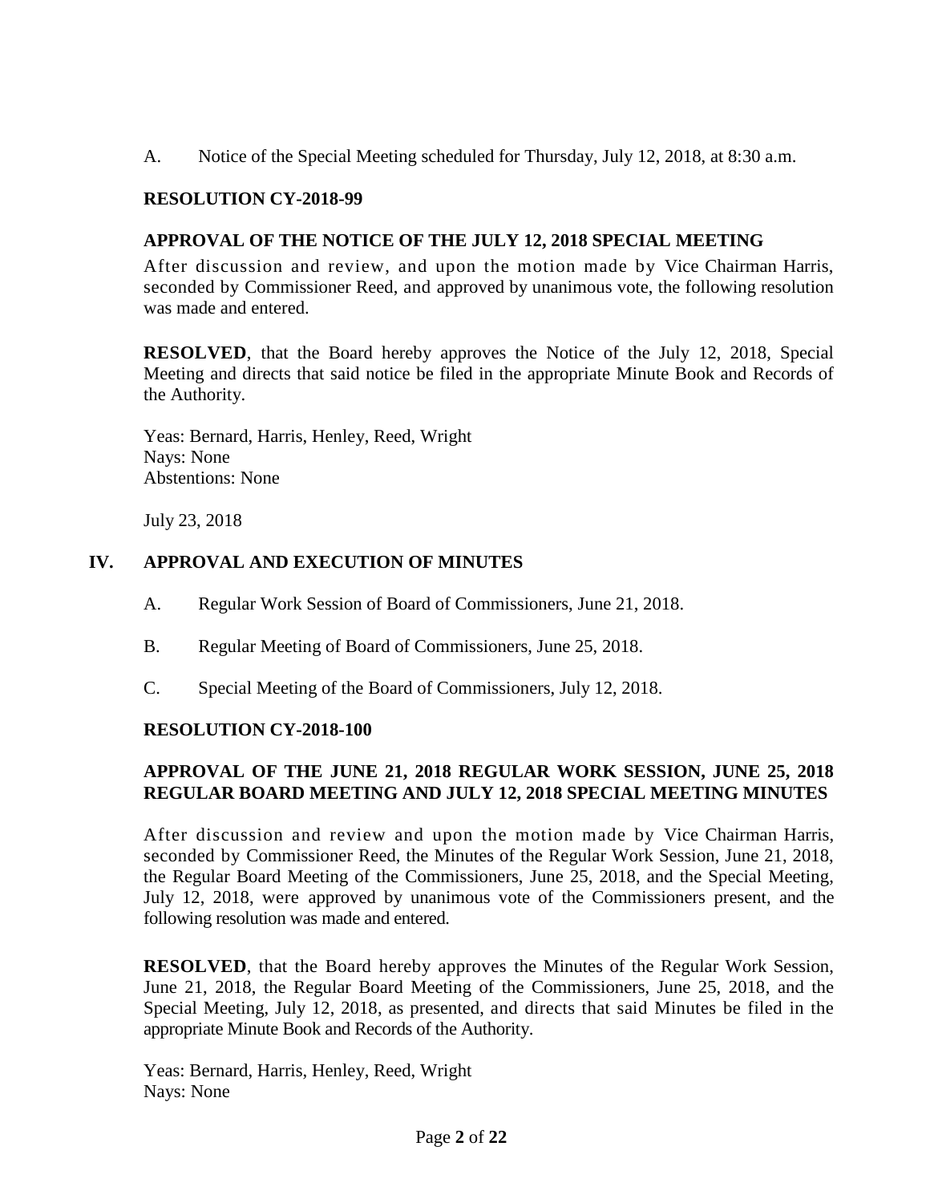A. Notice of the Special Meeting scheduled for Thursday, July 12, 2018, at 8:30 a.m.

**RESOLUTION CY-2018-99**

**APPROVAL OF THE NOTICE OF THE JULY 12, 2018 SPECIAL MEETING**

After discussion and review, and upon the motion made by Vice Chairman Harris, seconded by Commissioner Reed, and approved by unanimous vote, the following resolution was made and entered.

**RESOLVED**, that the Board hereby approves the Notice of the July 12, 2018, Special Meeting and directs that said notice be filed in the appropriate Minute Book and Records of the Authority.

Yeas: Bernard, Harris, Henley, Reed, Wright
Nays: None
Abstentions: None

July 23, 2018

## IV. APPROVAL AND EXECUTION OF MINUTES

A. Regular Work Session of Board of Commissioners, June 21, 2018.

B. Regular Meeting of Board of Commissioners, June 25, 2018.

C. Special Meeting of the Board of Commissioners, July 12, 2018.

**RESOLUTION CY-2018-100**

**APPROVAL OF THE JUNE 21, 2018 REGULAR WORK SESSION, JUNE 25, 2018 REGULAR BOARD MEETING AND JULY 12, 2018 SPECIAL MEETING MINUTES**

After discussion and review and upon the motion made by Vice Chairman Harris, seconded by Commissioner Reed, the Minutes of the Regular Work Session, June 21, 2018, the Regular Board Meeting of the Commissioners, June 25, 2018, and the Special Meeting, July 12, 2018, were approved by unanimous vote of the Commissioners present, and the following resolution was made and entered.

**RESOLVED**, that the Board hereby approves the Minutes of the Regular Work Session, June 21, 2018, the Regular Board Meeting of the Commissioners, June 25, 2018, and the Special Meeting, July 12, 2018, as presented, and directs that said Minutes be filed in the appropriate Minute Book and Records of the Authority.

Yeas: Bernard, Harris, Henley, Reed, Wright
Nays: None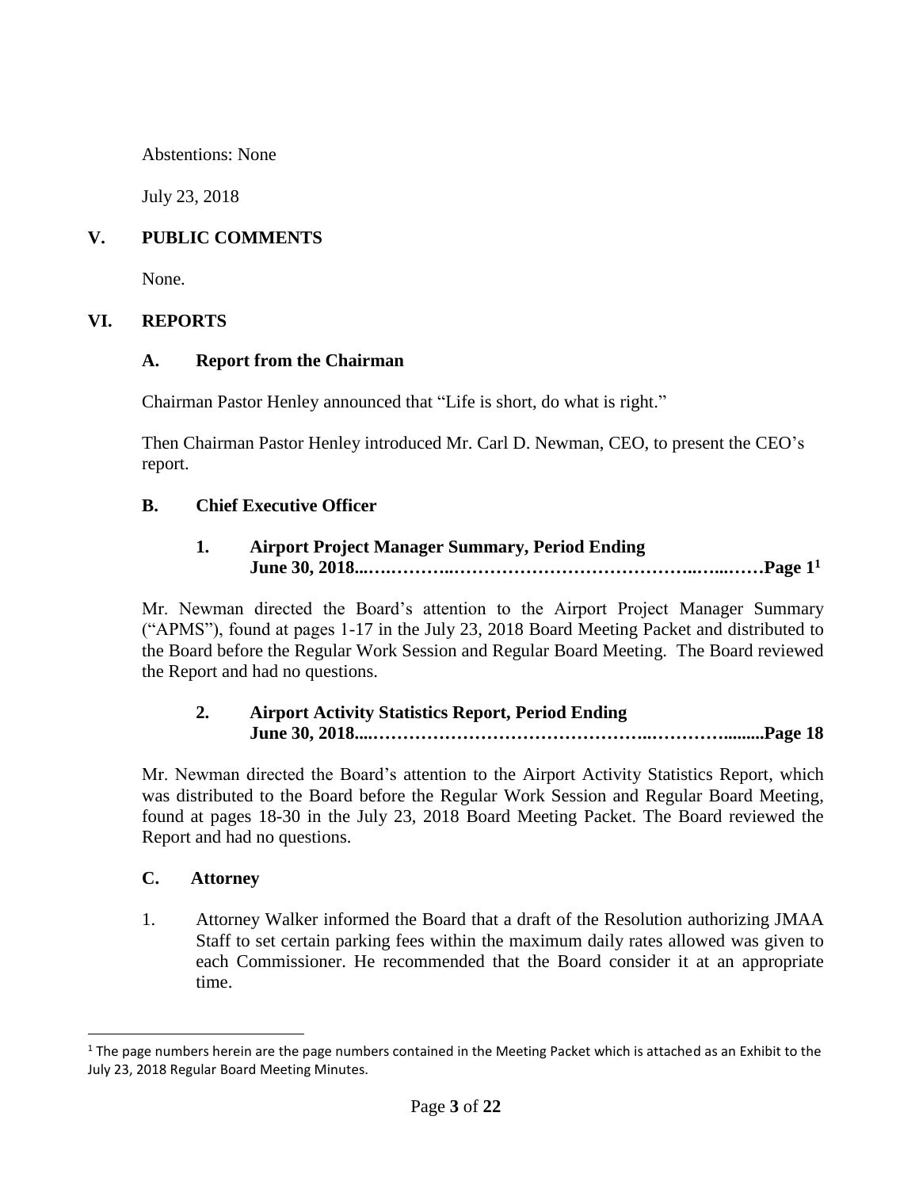Abstentions: None

July 23, 2018

## V. PUBLIC COMMENTS

None.

## VI. REPORTS

### A. Report from the Chairman

Chairman Pastor Henley announced that "Life is short, do what is right."

Then Chairman Pastor Henley introduced Mr. Carl D. Newman, CEO, to present the CEO's report.

### B. Chief Executive Officer

#### 1. Airport Project Manager Summary, Period Ending June 30, 2018...….………..…………………………………..…...……Page 1[1]

Mr. Newman directed the Board's attention to the Airport Project Manager Summary ("APMS"), found at pages 1-17 in the July 23, 2018 Board Meeting Packet and distributed to the Board before the Regular Work Session and Regular Board Meeting. The Board reviewed the Report and had no questions.

#### 2. Airport Activity Statistics Report, Period Ending June 30, 2018....……………………………………..………….........Page 18

Mr. Newman directed the Board's attention to the Airport Activity Statistics Report, which was distributed to the Board before the Regular Work Session and Regular Board Meeting, found at pages 18-30 in the July 23, 2018 Board Meeting Packet. The Board reviewed the Report and had no questions.

### C. Attorney

1. Attorney Walker informed the Board that a draft of the Resolution authorizing JMAA Staff to set certain parking fees within the maximum daily rates allowed was given to each Commissioner. He recommended that the Board consider it at an appropriate time.

---

[1] The page numbers herein are the page numbers contained in the Meeting Packet which is attached as an Exhibit to the July 23, 2018 Regular Board Meeting Minutes.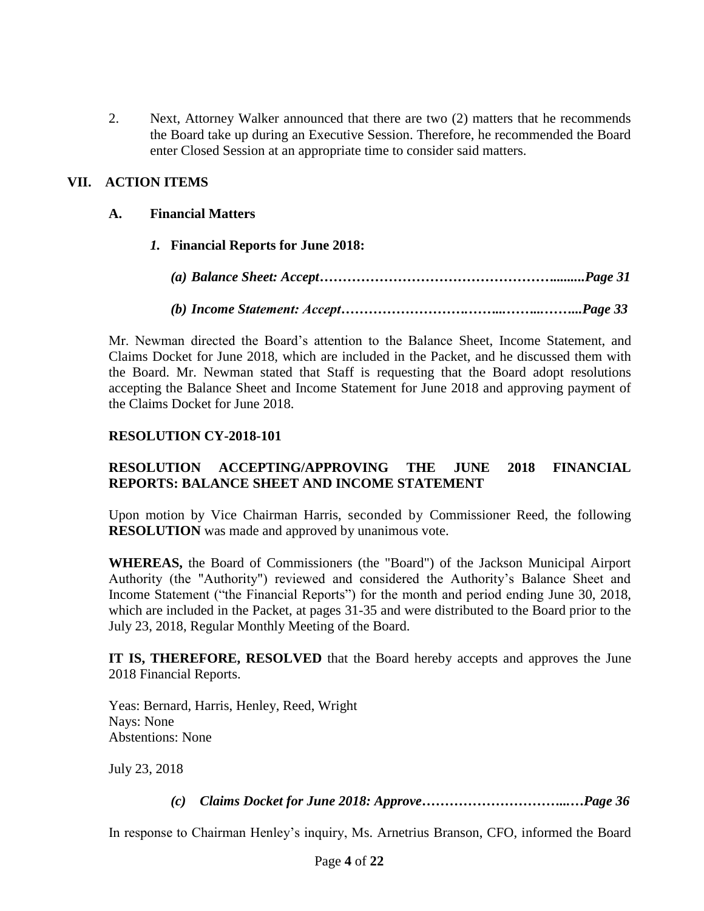2. Next, Attorney Walker announced that there are two (2) matters that he recommends the Board take up during an Executive Session. Therefore, he recommended the Board enter Closed Session at an appropriate time to consider said matters.

## VII. ACTION ITEMS

### A. Financial Matters

#### *1.* Financial Reports for June 2018:

***(a) Balance Sheet: Accept…………………………………………….........Page 31***

***(b) Income Statement: Accept……………………….……..……..……...Page 33***

Mr. Newman directed the Board's attention to the Balance Sheet, Income Statement, and Claims Docket for June 2018, which are included in the Packet, and he discussed them with the Board. Mr. Newman stated that Staff is requesting that the Board adopt resolutions accepting the Balance Sheet and Income Statement for June 2018 and approving payment of the Claims Docket for June 2018.

**RESOLUTION CY-2018-101**

**RESOLUTION ACCEPTING/APPROVING THE JUNE 2018 FINANCIAL REPORTS: BALANCE SHEET AND INCOME STATEMENT**

Upon motion by Vice Chairman Harris, seconded by Commissioner Reed, the following **RESOLUTION** was made and approved by unanimous vote.

**WHEREAS,** the Board of Commissioners (the "Board") of the Jackson Municipal Airport Authority (the "Authority") reviewed and considered the Authority's Balance Sheet and Income Statement ("the Financial Reports") for the month and period ending June 30, 2018, which are included in the Packet, at pages 31-35 and were distributed to the Board prior to the July 23, 2018, Regular Monthly Meeting of the Board.

**IT IS, THEREFORE, RESOLVED** that the Board hereby accepts and approves the June 2018 Financial Reports.

Yeas: Bernard, Harris, Henley, Reed, Wright
Nays: None
Abstentions: None

July 23, 2018

***(c) Claims Docket for June 2018: Approve…………………………...…Page 36***

In response to Chairman Henley's inquiry, Ms. Arnetrius Branson, CFO, informed the Board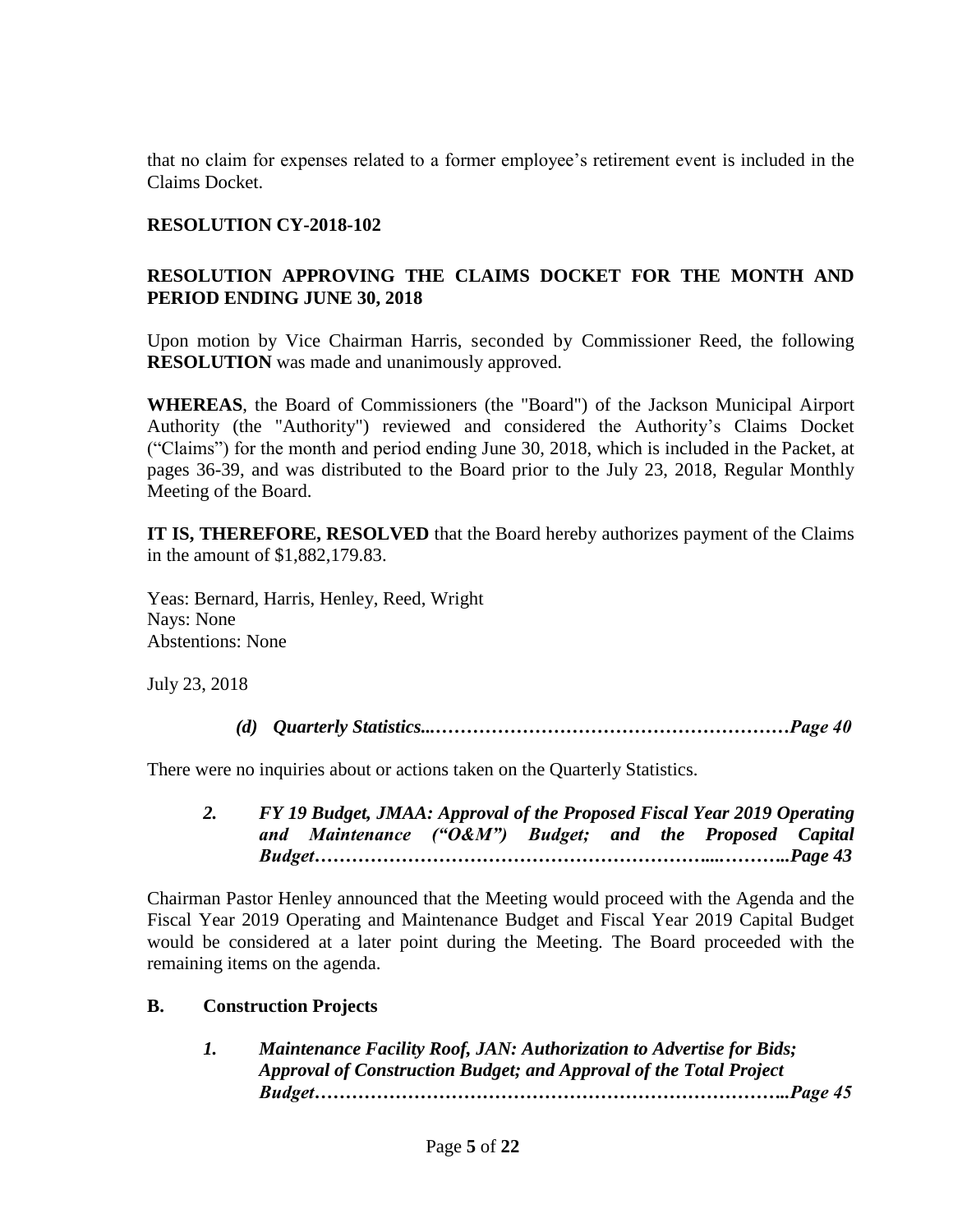that no claim for expenses related to a former employee's retirement event is included in the Claims Docket.

**RESOLUTION CY-2018-102**

**RESOLUTION APPROVING THE CLAIMS DOCKET FOR THE MONTH AND PERIOD ENDING JUNE 30, 2018**

Upon motion by Vice Chairman Harris, seconded by Commissioner Reed, the following **RESOLUTION** was made and unanimously approved.

**WHEREAS**, the Board of Commissioners (the "Board") of the Jackson Municipal Airport Authority (the "Authority") reviewed and considered the Authority's Claims Docket ("Claims") for the month and period ending June 30, 2018, which is included in the Packet, at pages 36-39, and was distributed to the Board prior to the July 23, 2018, Regular Monthly Meeting of the Board.

**IT IS, THEREFORE, RESOLVED** that the Board hereby authorizes payment of the Claims in the amount of $1,882,179.83.

Yeas: Bernard, Harris, Henley, Reed, Wright
Nays: None
Abstentions: None

July 23, 2018

***(d) Quarterly Statistics...………………………………………………Page 40***

There were no inquiries about or actions taken on the Quarterly Statistics.

***2. FY 19 Budget, JMAA: Approval of the Proposed Fiscal Year 2019 Operating and Maintenance ("O&M") Budget; and the Proposed Capital Budget……………………………………………………....………..Page 43***

Chairman Pastor Henley announced that the Meeting would proceed with the Agenda and the Fiscal Year 2019 Operating and Maintenance Budget and Fiscal Year 2019 Capital Budget would be considered at a later point during the Meeting. The Board proceeded with the remaining items on the agenda.

**B. Construction Projects**

***1. Maintenance Facility Roof, JAN: Authorization to Advertise for Bids; Approval of Construction Budget; and Approval of the Total Project Budget……………………………………………………………..Page 45***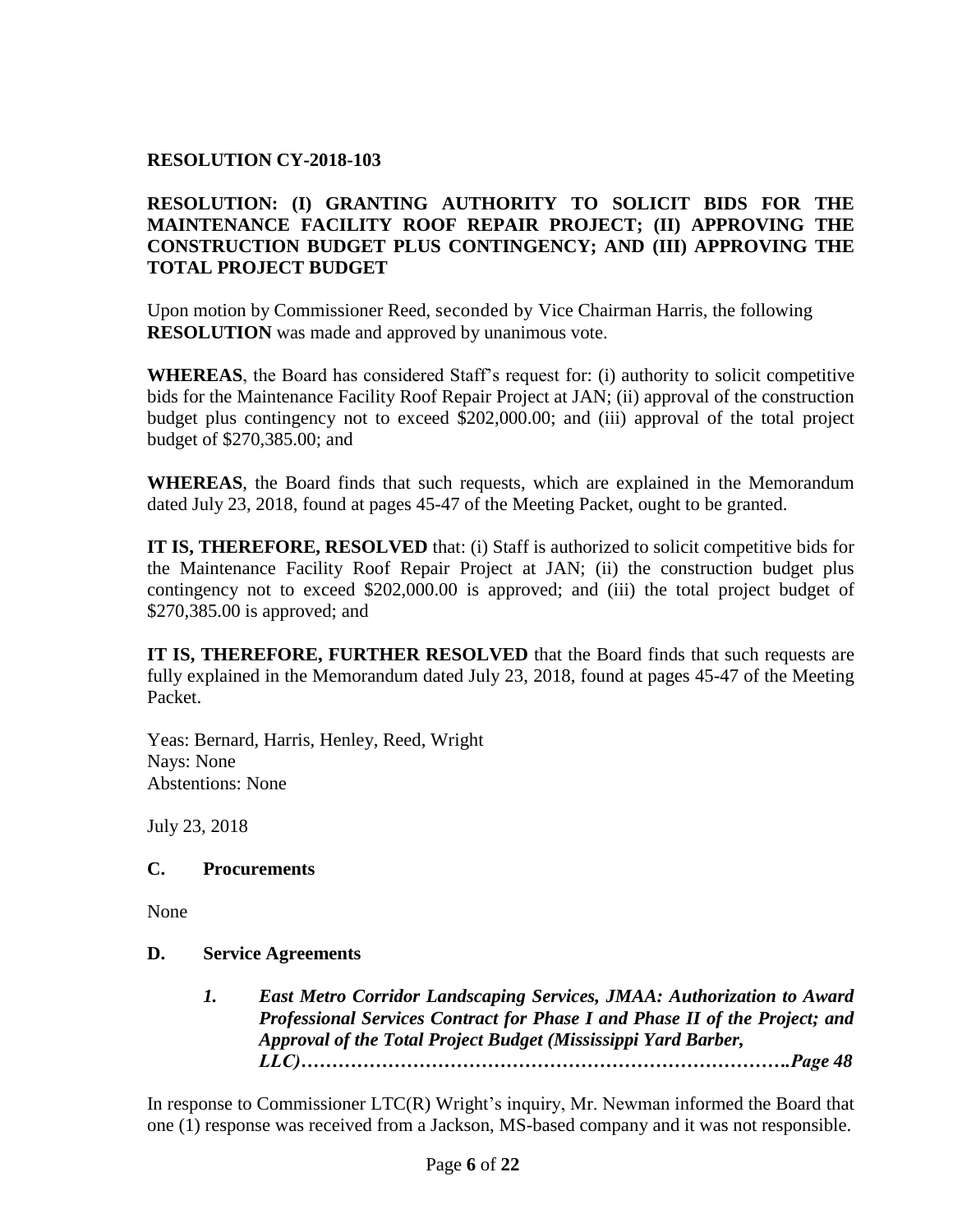**RESOLUTION CY-2018-103**

**RESOLUTION: (I) GRANTING AUTHORITY TO SOLICIT BIDS FOR THE MAINTENANCE FACILITY ROOF REPAIR PROJECT; (II) APPROVING THE CONSTRUCTION BUDGET PLUS CONTINGENCY; AND (III) APPROVING THE TOTAL PROJECT BUDGET**

Upon motion by Commissioner Reed, seconded by Vice Chairman Harris, the following **RESOLUTION** was made and approved by unanimous vote.

**WHEREAS**, the Board has considered Staff's request for: (i) authority to solicit competitive bids for the Maintenance Facility Roof Repair Project at JAN; (ii) approval of the construction budget plus contingency not to exceed $202,000.00; and (iii) approval of the total project budget of $270,385.00; and

**WHEREAS**, the Board finds that such requests, which are explained in the Memorandum dated July 23, 2018, found at pages 45-47 of the Meeting Packet, ought to be granted.

**IT IS, THEREFORE, RESOLVED** that: (i) Staff is authorized to solicit competitive bids for the Maintenance Facility Roof Repair Project at JAN; (ii) the construction budget plus contingency not to exceed $202,000.00 is approved; and (iii) the total project budget of $270,385.00 is approved; and

**IT IS, THEREFORE, FURTHER RESOLVED** that the Board finds that such requests are fully explained in the Memorandum dated July 23, 2018, found at pages 45-47 of the Meeting Packet.

Yeas: Bernard, Harris, Henley, Reed, Wright
Nays: None
Abstentions: None

July 23, 2018

**C. Procurements**

None

**D. Service Agreements**

1. ***East Metro Corridor Landscaping Services, JMAA: Authorization to Award Professional Services Contract for Phase I and Phase II of the Project; and Approval of the Total Project Budget (Mississippi Yard Barber, LLC)…………………………………………………………………….Page 48***

In response to Commissioner LTC(R) Wright's inquiry, Mr. Newman informed the Board that one (1) response was received from a Jackson, MS-based company and it was not responsible.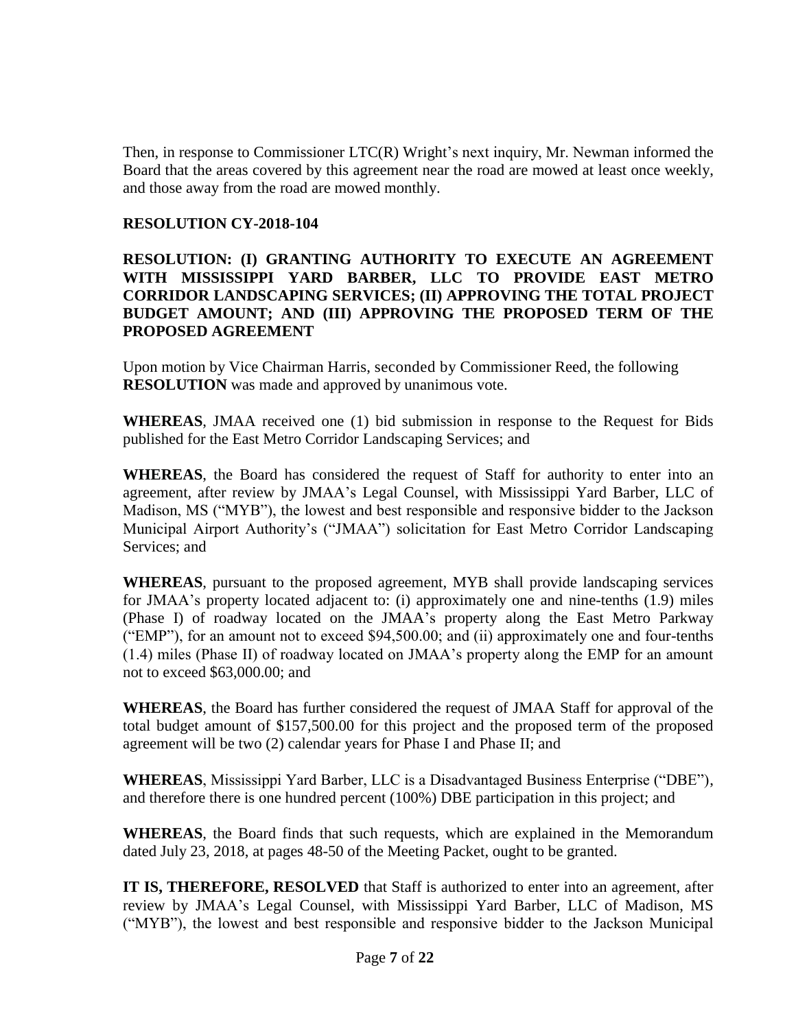Then, in response to Commissioner LTC(R) Wright's next inquiry, Mr. Newman informed the Board that the areas covered by this agreement near the road are mowed at least once weekly, and those away from the road are mowed monthly.

**RESOLUTION CY-2018-104**

**RESOLUTION: (I) GRANTING AUTHORITY TO EXECUTE AN AGREEMENT WITH MISSISSIPPI YARD BARBER, LLC TO PROVIDE EAST METRO CORRIDOR LANDSCAPING SERVICES; (II) APPROVING THE TOTAL PROJECT BUDGET AMOUNT; AND (III) APPROVING THE PROPOSED TERM OF THE PROPOSED AGREEMENT**

Upon motion by Vice Chairman Harris, seconded by Commissioner Reed, the following **RESOLUTION** was made and approved by unanimous vote.

**WHEREAS**, JMAA received one (1) bid submission in response to the Request for Bids published for the East Metro Corridor Landscaping Services; and

**WHEREAS**, the Board has considered the request of Staff for authority to enter into an agreement, after review by JMAA's Legal Counsel, with Mississippi Yard Barber, LLC of Madison, MS ("MYB"), the lowest and best responsible and responsive bidder to the Jackson Municipal Airport Authority's ("JMAA") solicitation for East Metro Corridor Landscaping Services; and

**WHEREAS**, pursuant to the proposed agreement, MYB shall provide landscaping services for JMAA's property located adjacent to: (i) approximately one and nine-tenths (1.9) miles (Phase I) of roadway located on the JMAA's property along the East Metro Parkway ("EMP"), for an amount not to exceed $94,500.00; and (ii) approximately one and four-tenths (1.4) miles (Phase II) of roadway located on JMAA's property along the EMP for an amount not to exceed $63,000.00; and

**WHEREAS**, the Board has further considered the request of JMAA Staff for approval of the total budget amount of $157,500.00 for this project and the proposed term of the proposed agreement will be two (2) calendar years for Phase I and Phase II; and

**WHEREAS**, Mississippi Yard Barber, LLC is a Disadvantaged Business Enterprise ("DBE"), and therefore there is one hundred percent (100%) DBE participation in this project; and

**WHEREAS**, the Board finds that such requests, which are explained in the Memorandum dated July 23, 2018, at pages 48-50 of the Meeting Packet, ought to be granted.

**IT IS, THEREFORE, RESOLVED** that Staff is authorized to enter into an agreement, after review by JMAA's Legal Counsel, with Mississippi Yard Barber, LLC of Madison, MS ("MYB"), the lowest and best responsible and responsive bidder to the Jackson Municipal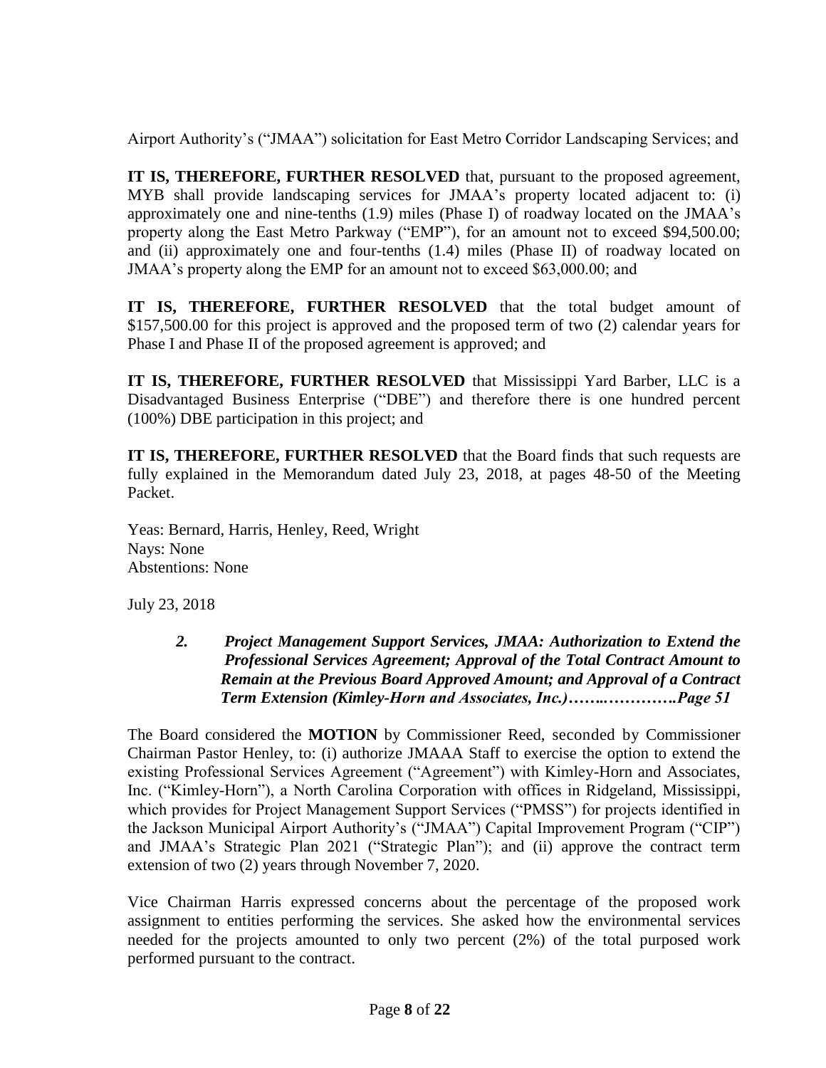Airport Authority's ("JMAA") solicitation for East Metro Corridor Landscaping Services; and

**IT IS, THEREFORE, FURTHER RESOLVED** that, pursuant to the proposed agreement, MYB shall provide landscaping services for JMAA's property located adjacent to: (i) approximately one and nine-tenths (1.9) miles (Phase I) of roadway located on the JMAA's property along the East Metro Parkway ("EMP"), for an amount not to exceed $94,500.00; and (ii) approximately one and four-tenths (1.4) miles (Phase II) of roadway located on JMAA's property along the EMP for an amount not to exceed $63,000.00; and

**IT IS, THEREFORE, FURTHER RESOLVED** that the total budget amount of $157,500.00 for this project is approved and the proposed term of two (2) calendar years for Phase I and Phase II of the proposed agreement is approved; and

**IT IS, THEREFORE, FURTHER RESOLVED** that Mississippi Yard Barber, LLC is a Disadvantaged Business Enterprise ("DBE") and therefore there is one hundred percent (100%) DBE participation in this project; and

**IT IS, THEREFORE, FURTHER RESOLVED** that the Board finds that such requests are fully explained in the Memorandum dated July 23, 2018, at pages 48-50 of the Meeting Packet.

Yeas: Bernard, Harris, Henley, Reed, Wright
Nays: None
Abstentions: None

July 23, 2018

***2. Project Management Support Services, JMAA: Authorization to Extend the Professional Services Agreement; Approval of the Total Contract Amount to Remain at the Previous Board Approved Amount; and Approval of a Contract Term Extension (Kimley-Horn and Associates, Inc.)……..………….Page 51***

The Board considered the **MOTION** by Commissioner Reed, seconded by Commissioner Chairman Pastor Henley, to: (i) authorize JMAAA Staff to exercise the option to extend the existing Professional Services Agreement ("Agreement") with Kimley-Horn and Associates, Inc. ("Kimley-Horn"), a North Carolina Corporation with offices in Ridgeland, Mississippi, which provides for Project Management Support Services ("PMSS") for projects identified in the Jackson Municipal Airport Authority's ("JMAA") Capital Improvement Program ("CIP") and JMAA's Strategic Plan 2021 ("Strategic Plan"); and (ii) approve the contract term extension of two (2) years through November 7, 2020.

Vice Chairman Harris expressed concerns about the percentage of the proposed work assignment to entities performing the services. She asked how the environmental services needed for the projects amounted to only two percent (2%) of the total purposed work performed pursuant to the contract.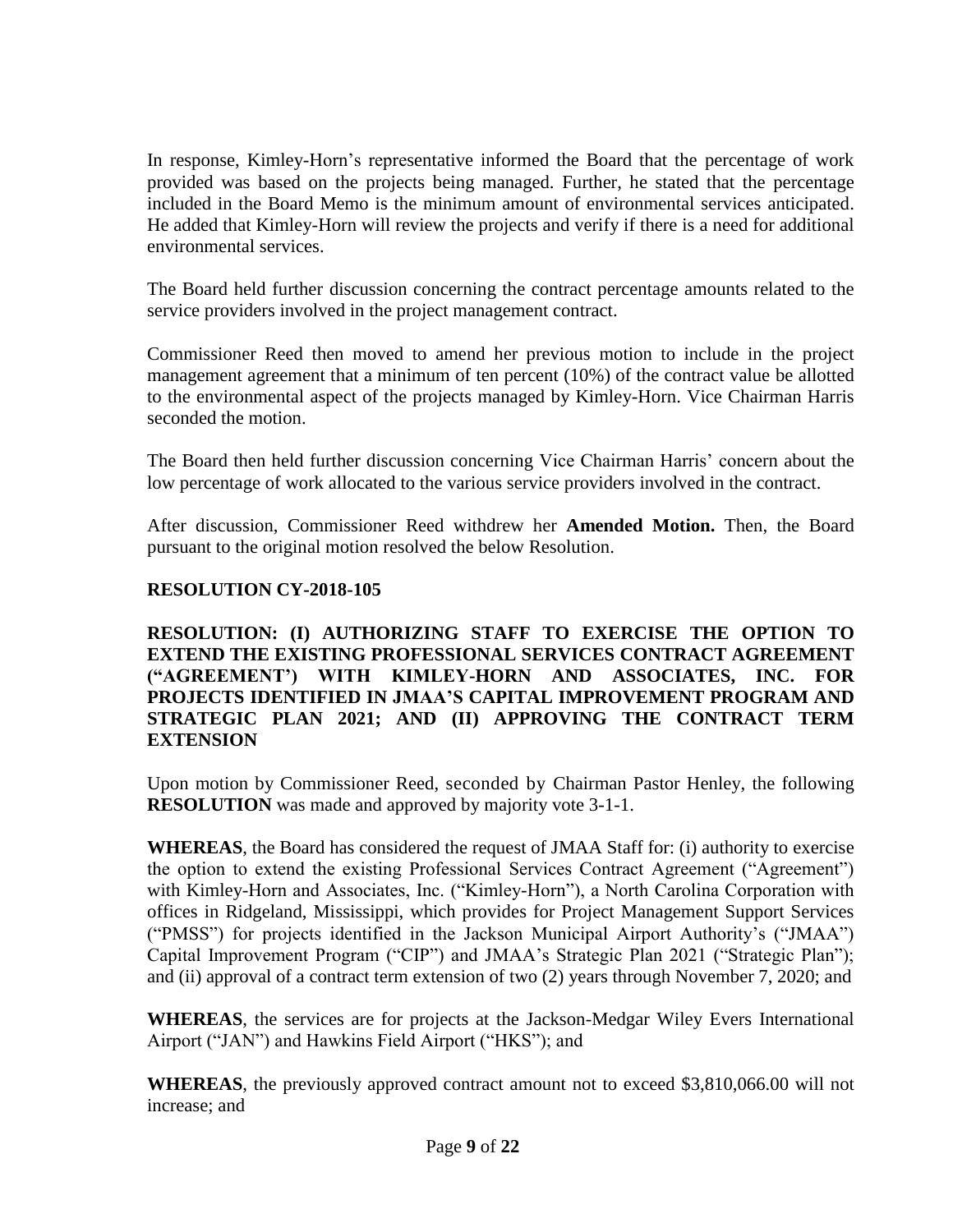In response, Kimley-Horn's representative informed the Board that the percentage of work provided was based on the projects being managed. Further, he stated that the percentage included in the Board Memo is the minimum amount of environmental services anticipated. He added that Kimley-Horn will review the projects and verify if there is a need for additional environmental services.

The Board held further discussion concerning the contract percentage amounts related to the service providers involved in the project management contract.

Commissioner Reed then moved to amend her previous motion to include in the project management agreement that a minimum of ten percent (10%) of the contract value be allotted to the environmental aspect of the projects managed by Kimley-Horn. Vice Chairman Harris seconded the motion.

The Board then held further discussion concerning Vice Chairman Harris' concern about the low percentage of work allocated to the various service providers involved in the contract.

After discussion, Commissioner Reed withdrew her **Amended Motion.** Then, the Board pursuant to the original motion resolved the below Resolution.

**RESOLUTION CY-2018-105**

**RESOLUTION: (I) AUTHORIZING STAFF TO EXERCISE THE OPTION TO EXTEND THE EXISTING PROFESSIONAL SERVICES CONTRACT AGREEMENT ("AGREEMENT') WITH KIMLEY-HORN AND ASSOCIATES, INC. FOR PROJECTS IDENTIFIED IN JMAA'S CAPITAL IMPROVEMENT PROGRAM AND STRATEGIC PLAN 2021; AND (II) APPROVING THE CONTRACT TERM EXTENSION**

Upon motion by Commissioner Reed, seconded by Chairman Pastor Henley, the following **RESOLUTION** was made and approved by majority vote 3-1-1.

**WHEREAS**, the Board has considered the request of JMAA Staff for: (i) authority to exercise the option to extend the existing Professional Services Contract Agreement ("Agreement") with Kimley-Horn and Associates, Inc. ("Kimley-Horn"), a North Carolina Corporation with offices in Ridgeland, Mississippi, which provides for Project Management Support Services ("PMSS") for projects identified in the Jackson Municipal Airport Authority's ("JMAA") Capital Improvement Program ("CIP") and JMAA's Strategic Plan 2021 ("Strategic Plan"); and (ii) approval of a contract term extension of two (2) years through November 7, 2020; and

**WHEREAS**, the services are for projects at the Jackson-Medgar Wiley Evers International Airport ("JAN") and Hawkins Field Airport ("HKS"); and

**WHEREAS**, the previously approved contract amount not to exceed $3,810,066.00 will not increase; and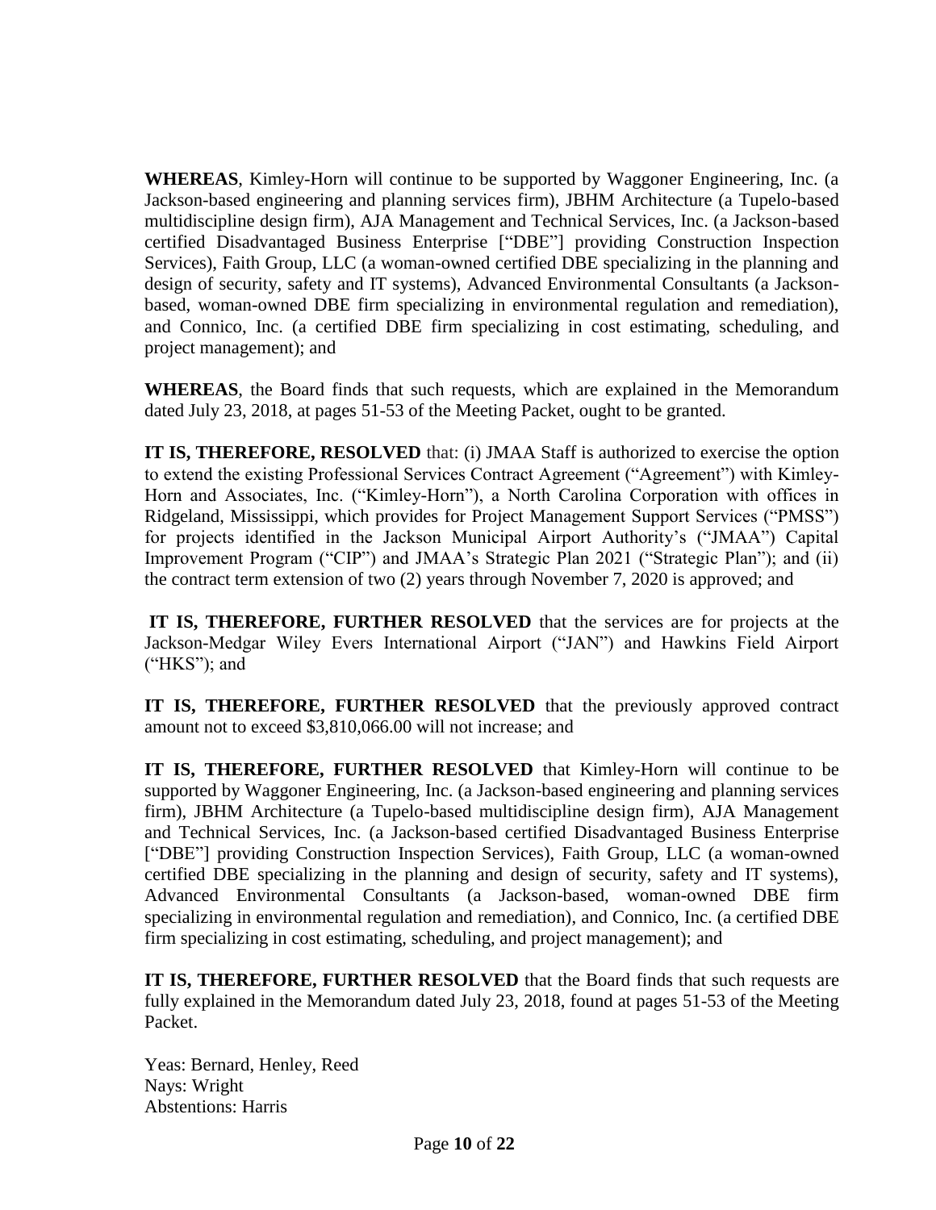**WHEREAS**, Kimley-Horn will continue to be supported by Waggoner Engineering, Inc. (a Jackson-based engineering and planning services firm), JBHM Architecture (a Tupelo-based multidiscipline design firm), AJA Management and Technical Services, Inc. (a Jackson-based certified Disadvantaged Business Enterprise ["DBE"] providing Construction Inspection Services), Faith Group, LLC (a woman-owned certified DBE specializing in the planning and design of security, safety and IT systems), Advanced Environmental Consultants (a Jackson-based, woman-owned DBE firm specializing in environmental regulation and remediation), and Connico, Inc. (a certified DBE firm specializing in cost estimating, scheduling, and project management); and

**WHEREAS**, the Board finds that such requests, which are explained in the Memorandum dated July 23, 2018, at pages 51-53 of the Meeting Packet, ought to be granted.

**IT IS, THEREFORE, RESOLVED** that: (i) JMAA Staff is authorized to exercise the option to extend the existing Professional Services Contract Agreement ("Agreement") with Kimley-Horn and Associates, Inc. ("Kimley-Horn"), a North Carolina Corporation with offices in Ridgeland, Mississippi, which provides for Project Management Support Services ("PMSS") for projects identified in the Jackson Municipal Airport Authority's ("JMAA") Capital Improvement Program ("CIP") and JMAA's Strategic Plan 2021 ("Strategic Plan"); and (ii) the contract term extension of two (2) years through November 7, 2020 is approved; and

**IT IS, THEREFORE, FURTHER RESOLVED** that the services are for projects at the Jackson-Medgar Wiley Evers International Airport ("JAN") and Hawkins Field Airport ("HKS"); and

**IT IS, THEREFORE, FURTHER RESOLVED** that the previously approved contract amount not to exceed $3,810,066.00 will not increase; and

**IT IS, THEREFORE, FURTHER RESOLVED** that Kimley-Horn will continue to be supported by Waggoner Engineering, Inc. (a Jackson-based engineering and planning services firm), JBHM Architecture (a Tupelo-based multidiscipline design firm), AJA Management and Technical Services, Inc. (a Jackson-based certified Disadvantaged Business Enterprise ["DBE"] providing Construction Inspection Services), Faith Group, LLC (a woman-owned certified DBE specializing in the planning and design of security, safety and IT systems), Advanced Environmental Consultants (a Jackson-based, woman-owned DBE firm specializing in environmental regulation and remediation), and Connico, Inc. (a certified DBE firm specializing in cost estimating, scheduling, and project management); and

**IT IS, THEREFORE, FURTHER RESOLVED** that the Board finds that such requests are fully explained in the Memorandum dated July 23, 2018, found at pages 51-53 of the Meeting Packet.

Yeas: Bernard, Henley, Reed
Nays: Wright
Abstentions: Harris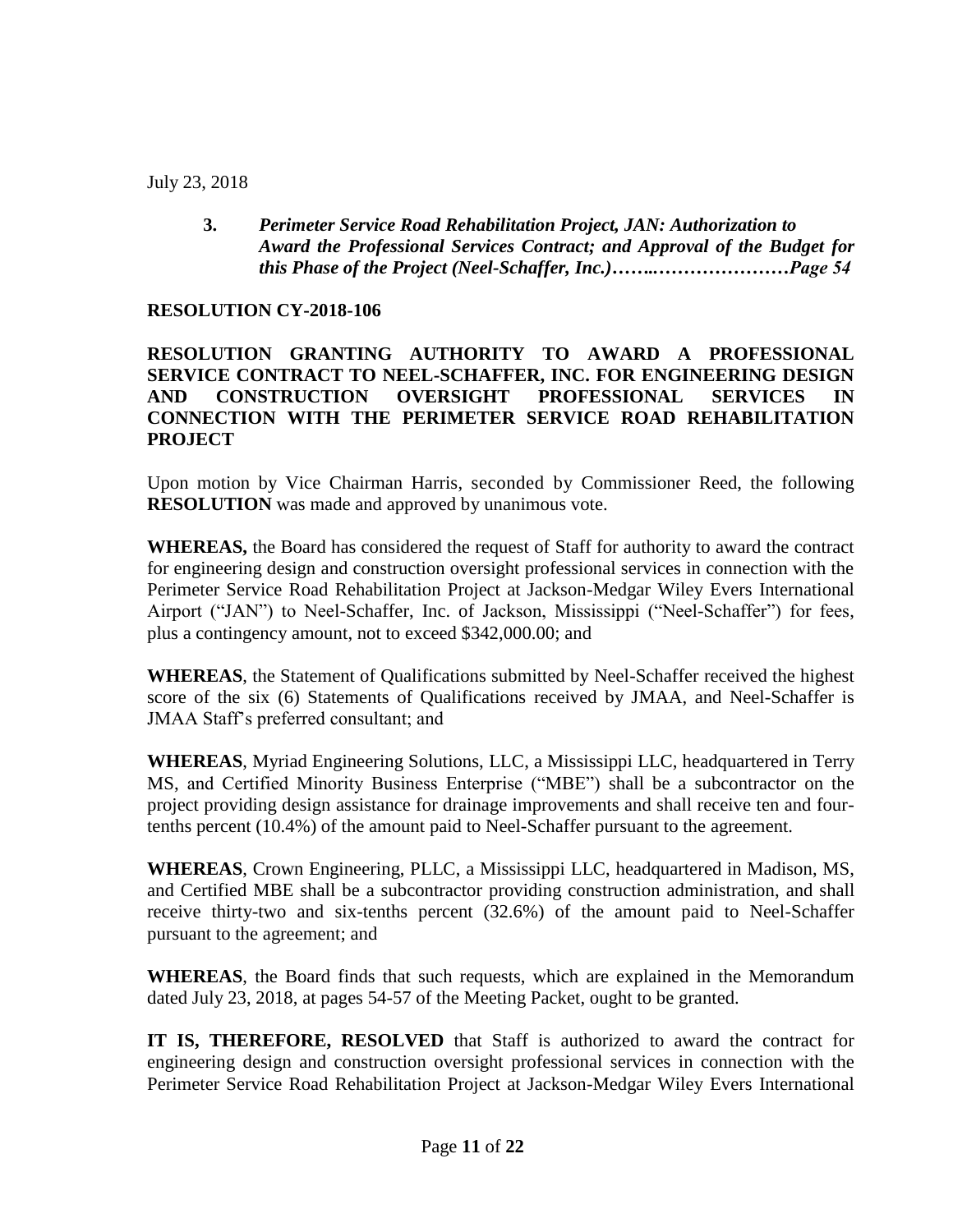July 23, 2018

**3.** ***Perimeter Service Road Rehabilitation Project, JAN: Authorization to Award the Professional Services Contract; and Approval of the Budget for this Phase of the Project (Neel-Schaffer, Inc.)……..…………………Page 54***

**RESOLUTION CY-2018-106**

**RESOLUTION GRANTING AUTHORITY TO AWARD A PROFESSIONAL SERVICE CONTRACT TO NEEL-SCHAFFER, INC. FOR ENGINEERING DESIGN AND CONSTRUCTION OVERSIGHT PROFESSIONAL SERVICES IN CONNECTION WITH THE PERIMETER SERVICE ROAD REHABILITATION PROJECT**

Upon motion by Vice Chairman Harris, seconded by Commissioner Reed, the following **RESOLUTION** was made and approved by unanimous vote.

**WHEREAS,** the Board has considered the request of Staff for authority to award the contract for engineering design and construction oversight professional services in connection with the Perimeter Service Road Rehabilitation Project at Jackson-Medgar Wiley Evers International Airport ("JAN") to Neel-Schaffer, Inc. of Jackson, Mississippi ("Neel-Schaffer") for fees, plus a contingency amount, not to exceed $342,000.00; and

**WHEREAS**, the Statement of Qualifications submitted by Neel-Schaffer received the highest score of the six (6) Statements of Qualifications received by JMAA, and Neel-Schaffer is JMAA Staff's preferred consultant; and

**WHEREAS**, Myriad Engineering Solutions, LLC, a Mississippi LLC, headquartered in Terry MS, and Certified Minority Business Enterprise ("MBE") shall be a subcontractor on the project providing design assistance for drainage improvements and shall receive ten and four-tenths percent (10.4%) of the amount paid to Neel-Schaffer pursuant to the agreement.

**WHEREAS**, Crown Engineering, PLLC, a Mississippi LLC, headquartered in Madison, MS, and Certified MBE shall be a subcontractor providing construction administration, and shall receive thirty-two and six-tenths percent (32.6%) of the amount paid to Neel-Schaffer pursuant to the agreement; and

**WHEREAS**, the Board finds that such requests, which are explained in the Memorandum dated July 23, 2018, at pages 54-57 of the Meeting Packet, ought to be granted.

**IT IS, THEREFORE, RESOLVED** that Staff is authorized to award the contract for engineering design and construction oversight professional services in connection with the Perimeter Service Road Rehabilitation Project at Jackson-Medgar Wiley Evers International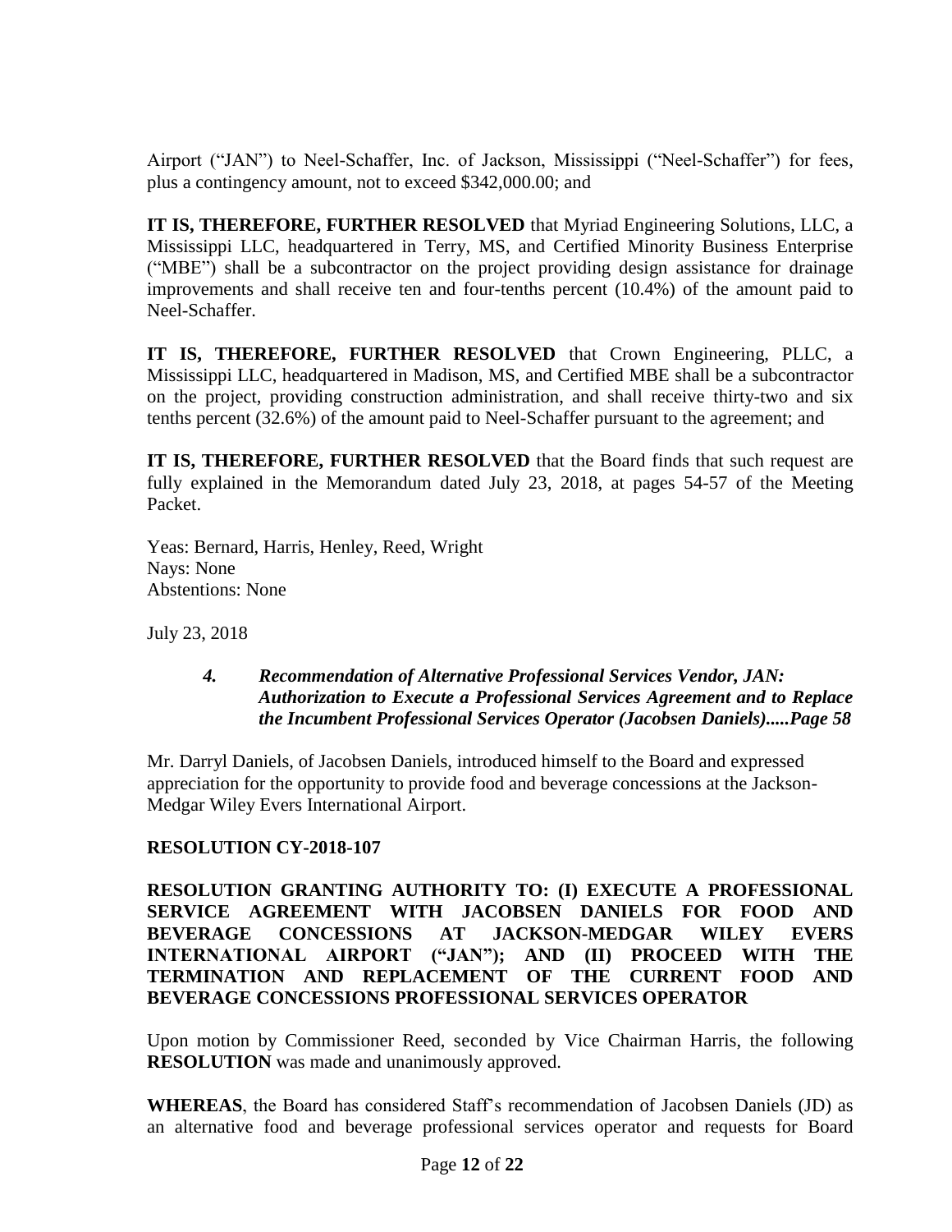Airport ("JAN") to Neel-Schaffer, Inc. of Jackson, Mississippi ("Neel-Schaffer") for fees, plus a contingency amount, not to exceed $342,000.00; and

**IT IS, THEREFORE, FURTHER RESOLVED** that Myriad Engineering Solutions, LLC, a Mississippi LLC, headquartered in Terry, MS, and Certified Minority Business Enterprise ("MBE") shall be a subcontractor on the project providing design assistance for drainage improvements and shall receive ten and four-tenths percent (10.4%) of the amount paid to Neel-Schaffer.

**IT IS, THEREFORE, FURTHER RESOLVED** that Crown Engineering, PLLC, a Mississippi LLC, headquartered in Madison, MS, and Certified MBE shall be a subcontractor on the project, providing construction administration, and shall receive thirty-two and six tenths percent (32.6%) of the amount paid to Neel-Schaffer pursuant to the agreement; and

**IT IS, THEREFORE, FURTHER RESOLVED** that the Board finds that such request are fully explained in the Memorandum dated July 23, 2018, at pages 54-57 of the Meeting Packet.

Yeas: Bernard, Harris, Henley, Reed, Wright
Nays: None
Abstentions: None

July 23, 2018

> ***4. Recommendation of Alternative Professional Services Vendor, JAN: Authorization to Execute a Professional Services Agreement and to Replace the Incumbent Professional Services Operator (Jacobsen Daniels).....Page 58***

Mr. Darryl Daniels, of Jacobsen Daniels, introduced himself to the Board and expressed appreciation for the opportunity to provide food and beverage concessions at the Jackson-Medgar Wiley Evers International Airport.

**RESOLUTION CY-2018-107**

**RESOLUTION GRANTING AUTHORITY TO: (I) EXECUTE A PROFESSIONAL SERVICE AGREEMENT WITH JACOBSEN DANIELS FOR FOOD AND BEVERAGE CONCESSIONS AT JACKSON-MEDGAR WILEY EVERS INTERNATIONAL AIRPORT ("JAN"); AND (II) PROCEED WITH THE TERMINATION AND REPLACEMENT OF THE CURRENT FOOD AND BEVERAGE CONCESSIONS PROFESSIONAL SERVICES OPERATOR**

Upon motion by Commissioner Reed, seconded by Vice Chairman Harris, the following **RESOLUTION** was made and unanimously approved.

**WHEREAS**, the Board has considered Staff's recommendation of Jacobsen Daniels (JD) as an alternative food and beverage professional services operator and requests for Board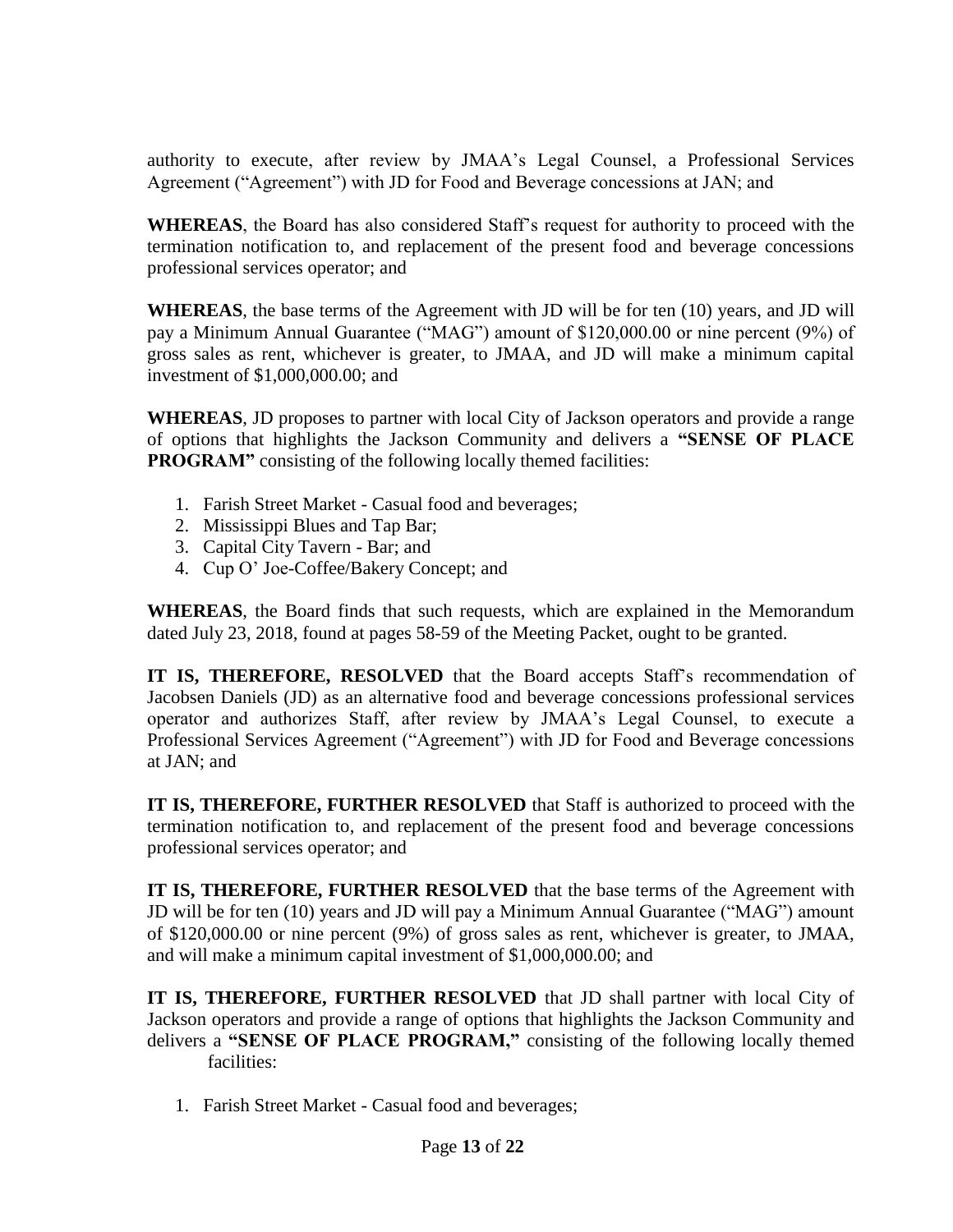authority to execute, after review by JMAA's Legal Counsel, a Professional Services Agreement ("Agreement") with JD for Food and Beverage concessions at JAN; and

**WHEREAS**, the Board has also considered Staff's request for authority to proceed with the termination notification to, and replacement of the present food and beverage concessions professional services operator; and

**WHEREAS**, the base terms of the Agreement with JD will be for ten (10) years, and JD will pay a Minimum Annual Guarantee ("MAG") amount of $120,000.00 or nine percent (9%) of gross sales as rent, whichever is greater, to JMAA, and JD will make a minimum capital investment of $1,000,000.00; and

**WHEREAS**, JD proposes to partner with local City of Jackson operators and provide a range of options that highlights the Jackson Community and delivers a **"SENSE OF PLACE PROGRAM"** consisting of the following locally themed facilities:

1. Farish Street Market - Casual food and beverages;
2. Mississippi Blues and Tap Bar;
3. Capital City Tavern - Bar; and
4. Cup O' Joe-Coffee/Bakery Concept; and

**WHEREAS**, the Board finds that such requests, which are explained in the Memorandum dated July 23, 2018, found at pages 58-59 of the Meeting Packet, ought to be granted.

**IT IS, THEREFORE, RESOLVED** that the Board accepts Staff's recommendation of Jacobsen Daniels (JD) as an alternative food and beverage concessions professional services operator and authorizes Staff, after review by JMAA's Legal Counsel, to execute a Professional Services Agreement ("Agreement") with JD for Food and Beverage concessions at JAN; and

**IT IS, THEREFORE, FURTHER RESOLVED** that Staff is authorized to proceed with the termination notification to, and replacement of the present food and beverage concessions professional services operator; and

**IT IS, THEREFORE, FURTHER RESOLVED** that the base terms of the Agreement with JD will be for ten (10) years and JD will pay a Minimum Annual Guarantee ("MAG") amount of $120,000.00 or nine percent (9%) of gross sales as rent, whichever is greater, to JMAA, and will make a minimum capital investment of $1,000,000.00; and

**IT IS, THEREFORE, FURTHER RESOLVED** that JD shall partner with local City of Jackson operators and provide a range of options that highlights the Jackson Community and delivers a **"SENSE OF PLACE PROGRAM,"** consisting of the following locally themed facilities:

1. Farish Street Market - Casual food and beverages;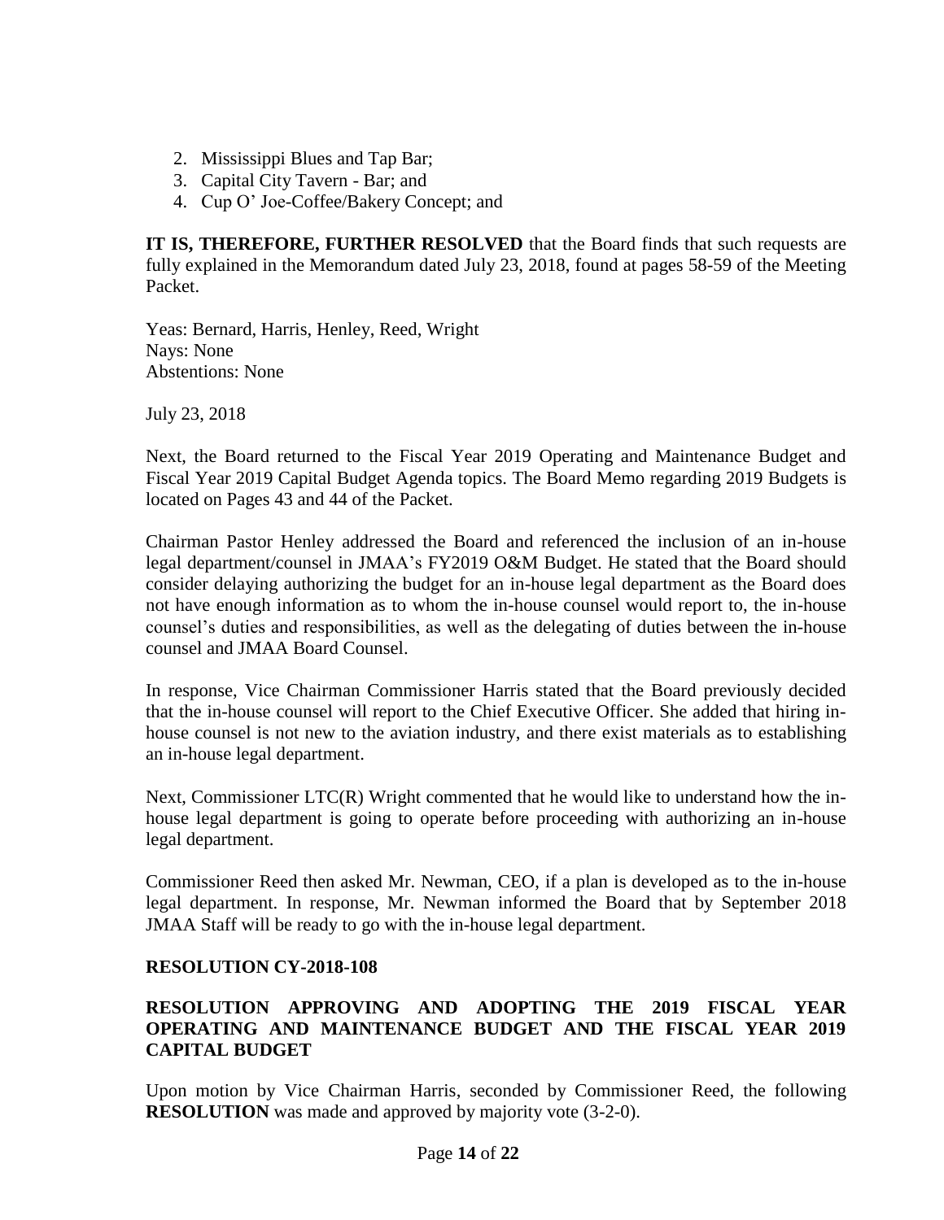2. Mississippi Blues and Tap Bar;
3. Capital City Tavern - Bar; and
4. Cup O' Joe-Coffee/Bakery Concept; and

**IT IS, THEREFORE, FURTHER RESOLVED** that the Board finds that such requests are fully explained in the Memorandum dated July 23, 2018, found at pages 58-59 of the Meeting Packet.

Yeas: Bernard, Harris, Henley, Reed, Wright
Nays: None
Abstentions: None

July 23, 2018

Next, the Board returned to the Fiscal Year 2019 Operating and Maintenance Budget and Fiscal Year 2019 Capital Budget Agenda topics. The Board Memo regarding 2019 Budgets is located on Pages 43 and 44 of the Packet.

Chairman Pastor Henley addressed the Board and referenced the inclusion of an in-house legal department/counsel in JMAA's FY2019 O&M Budget. He stated that the Board should consider delaying authorizing the budget for an in-house legal department as the Board does not have enough information as to whom the in-house counsel would report to, the in-house counsel's duties and responsibilities, as well as the delegating of duties between the in-house counsel and JMAA Board Counsel.

In response, Vice Chairman Commissioner Harris stated that the Board previously decided that the in-house counsel will report to the Chief Executive Officer. She added that hiring in-house counsel is not new to the aviation industry, and there exist materials as to establishing an in-house legal department.

Next, Commissioner LTC(R) Wright commented that he would like to understand how the in-house legal department is going to operate before proceeding with authorizing an in-house legal department.

Commissioner Reed then asked Mr. Newman, CEO, if a plan is developed as to the in-house legal department. In response, Mr. Newman informed the Board that by September 2018 JMAA Staff will be ready to go with the in-house legal department.

**RESOLUTION CY-2018-108**

**RESOLUTION APPROVING AND ADOPTING THE 2019 FISCAL YEAR OPERATING AND MAINTENANCE BUDGET AND THE FISCAL YEAR 2019 CAPITAL BUDGET**

Upon motion by Vice Chairman Harris, seconded by Commissioner Reed, the following **RESOLUTION** was made and approved by majority vote (3-2-0).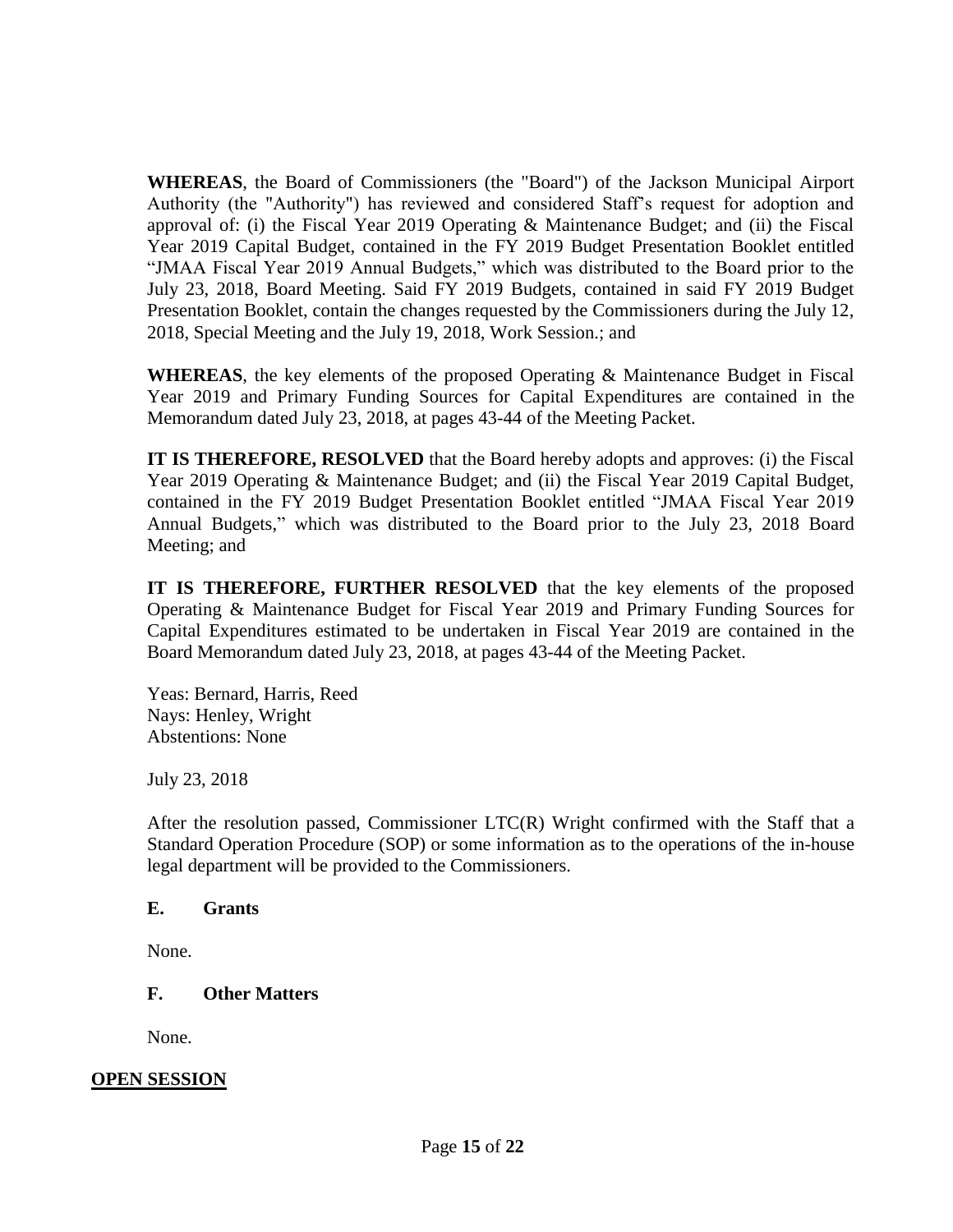**WHEREAS**, the Board of Commissioners (the "Board") of the Jackson Municipal Airport Authority (the "Authority") has reviewed and considered Staff's request for adoption and approval of: (i) the Fiscal Year 2019 Operating & Maintenance Budget; and (ii) the Fiscal Year 2019 Capital Budget, contained in the FY 2019 Budget Presentation Booklet entitled "JMAA Fiscal Year 2019 Annual Budgets," which was distributed to the Board prior to the July 23, 2018, Board Meeting. Said FY 2019 Budgets, contained in said FY 2019 Budget Presentation Booklet, contain the changes requested by the Commissioners during the July 12, 2018, Special Meeting and the July 19, 2018, Work Session.; and

**WHEREAS**, the key elements of the proposed Operating & Maintenance Budget in Fiscal Year 2019 and Primary Funding Sources for Capital Expenditures are contained in the Memorandum dated July 23, 2018, at pages 43-44 of the Meeting Packet.

**IT IS THEREFORE, RESOLVED** that the Board hereby adopts and approves: (i) the Fiscal Year 2019 Operating & Maintenance Budget; and (ii) the Fiscal Year 2019 Capital Budget, contained in the FY 2019 Budget Presentation Booklet entitled "JMAA Fiscal Year 2019 Annual Budgets," which was distributed to the Board prior to the July 23, 2018 Board Meeting; and

**IT IS THEREFORE, FURTHER RESOLVED** that the key elements of the proposed Operating & Maintenance Budget for Fiscal Year 2019 and Primary Funding Sources for Capital Expenditures estimated to be undertaken in Fiscal Year 2019 are contained in the Board Memorandum dated July 23, 2018, at pages 43-44 of the Meeting Packet.

Yeas: Bernard, Harris, Reed
Nays: Henley, Wright
Abstentions: None

July 23, 2018

After the resolution passed, Commissioner LTC(R) Wright confirmed with the Staff that a Standard Operation Procedure (SOP) or some information as to the operations of the in-house legal department will be provided to the Commissioners.

### E. Grants

None.

### F. Other Matters

None.

## OPEN SESSION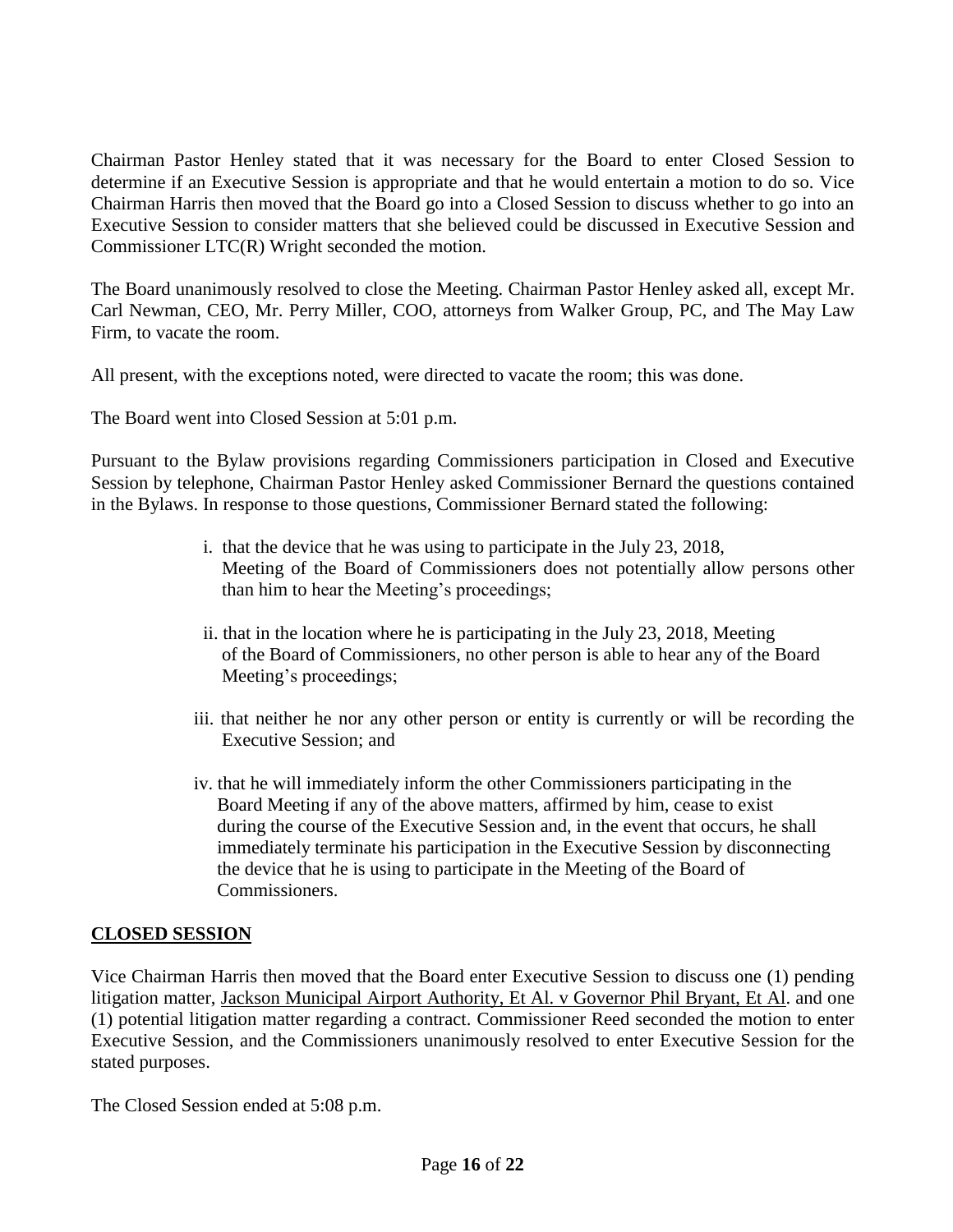Chairman Pastor Henley stated that it was necessary for the Board to enter Closed Session to determine if an Executive Session is appropriate and that he would entertain a motion to do so. Vice Chairman Harris then moved that the Board go into a Closed Session to discuss whether to go into an Executive Session to consider matters that she believed could be discussed in Executive Session and Commissioner LTC(R) Wright seconded the motion.

The Board unanimously resolved to close the Meeting. Chairman Pastor Henley asked all, except Mr. Carl Newman, CEO, Mr. Perry Miller, COO, attorneys from Walker Group, PC, and The May Law Firm, to vacate the room.

All present, with the exceptions noted, were directed to vacate the room; this was done.

The Board went into Closed Session at 5:01 p.m.

Pursuant to the Bylaw provisions regarding Commissioners participation in Closed and Executive Session by telephone, Chairman Pastor Henley asked Commissioner Bernard the questions contained in the Bylaws. In response to those questions, Commissioner Bernard stated the following:

i. that the device that he was using to participate in the July 23, 2018, Meeting of the Board of Commissioners does not potentially allow persons other than him to hear the Meeting's proceedings;

ii. that in the location where he is participating in the July 23, 2018, Meeting of the Board of Commissioners, no other person is able to hear any of the Board Meeting's proceedings;

iii. that neither he nor any other person or entity is currently or will be recording the Executive Session; and

iv. that he will immediately inform the other Commissioners participating in the Board Meeting if any of the above matters, affirmed by him, cease to exist during the course of the Executive Session and, in the event that occurs, he shall immediately terminate his participation in the Executive Session by disconnecting the device that he is using to participate in the Meeting of the Board of Commissioners.

## CLOSED SESSION

Vice Chairman Harris then moved that the Board enter Executive Session to discuss one (1) pending litigation matter, Jackson Municipal Airport Authority, Et Al. v Governor Phil Bryant, Et Al. and one (1) potential litigation matter regarding a contract. Commissioner Reed seconded the motion to enter Executive Session, and the Commissioners unanimously resolved to enter Executive Session for the stated purposes.

The Closed Session ended at 5:08 p.m.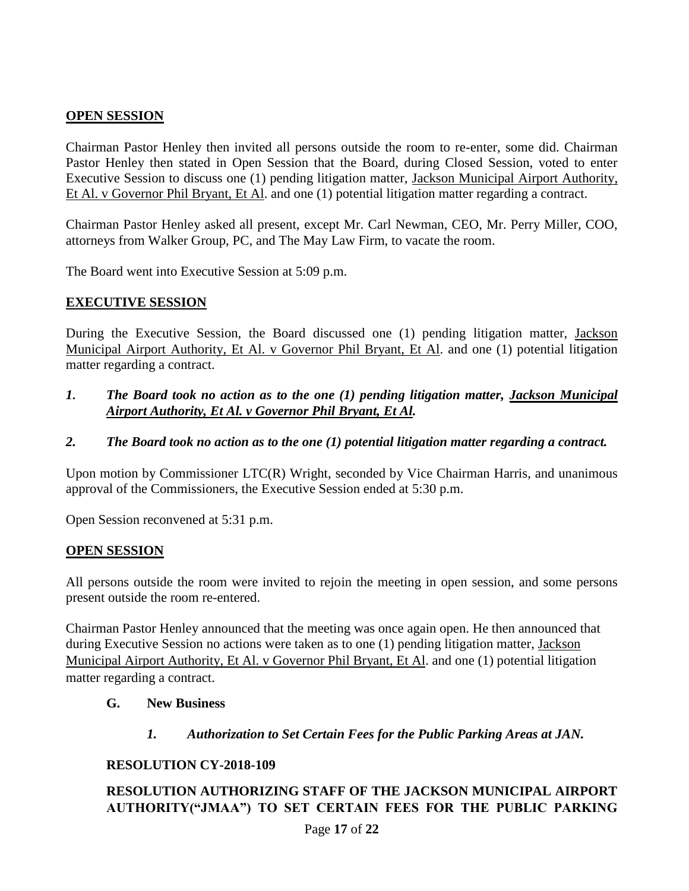**OPEN SESSION**

Chairman Pastor Henley then invited all persons outside the room to re-enter, some did. Chairman Pastor Henley then stated in Open Session that the Board, during Closed Session, voted to enter Executive Session to discuss one (1) pending litigation matter, Jackson Municipal Airport Authority, Et Al. v Governor Phil Bryant, Et Al. and one (1) potential litigation matter regarding a contract.

Chairman Pastor Henley asked all present, except Mr. Carl Newman, CEO, Mr. Perry Miller, COO, attorneys from Walker Group, PC, and The May Law Firm, to vacate the room.

The Board went into Executive Session at 5:09 p.m.

**EXECUTIVE SESSION**

During the Executive Session, the Board discussed one (1) pending litigation matter, Jackson Municipal Airport Authority, Et Al. v Governor Phil Bryant, Et Al. and one (1) potential litigation matter regarding a contract.

1. ***The Board took no action as to the one (1) pending litigation matter, Jackson Municipal Airport Authority, Et Al. v Governor Phil Bryant, Et Al.***

2. ***The Board took no action as to the one (1) potential litigation matter regarding a contract.***

Upon motion by Commissioner LTC(R) Wright, seconded by Vice Chairman Harris, and unanimous approval of the Commissioners, the Executive Session ended at 5:30 p.m.

Open Session reconvened at 5:31 p.m.

**OPEN SESSION**

All persons outside the room were invited to rejoin the meeting in open session, and some persons present outside the room re-entered.

Chairman Pastor Henley announced that the meeting was once again open. He then announced that during Executive Session no actions were taken as to one (1) pending litigation matter, Jackson Municipal Airport Authority, Et Al. v Governor Phil Bryant, Et Al. and one (1) potential litigation matter regarding a contract.

**G. New Business**

***1. Authorization to Set Certain Fees for the Public Parking Areas at JAN.***

**RESOLUTION CY-2018-109**

**RESOLUTION AUTHORIZING STAFF OF THE JACKSON MUNICIPAL AIRPORT AUTHORITY("JMAA") TO SET CERTAIN FEES FOR THE PUBLIC PARKING**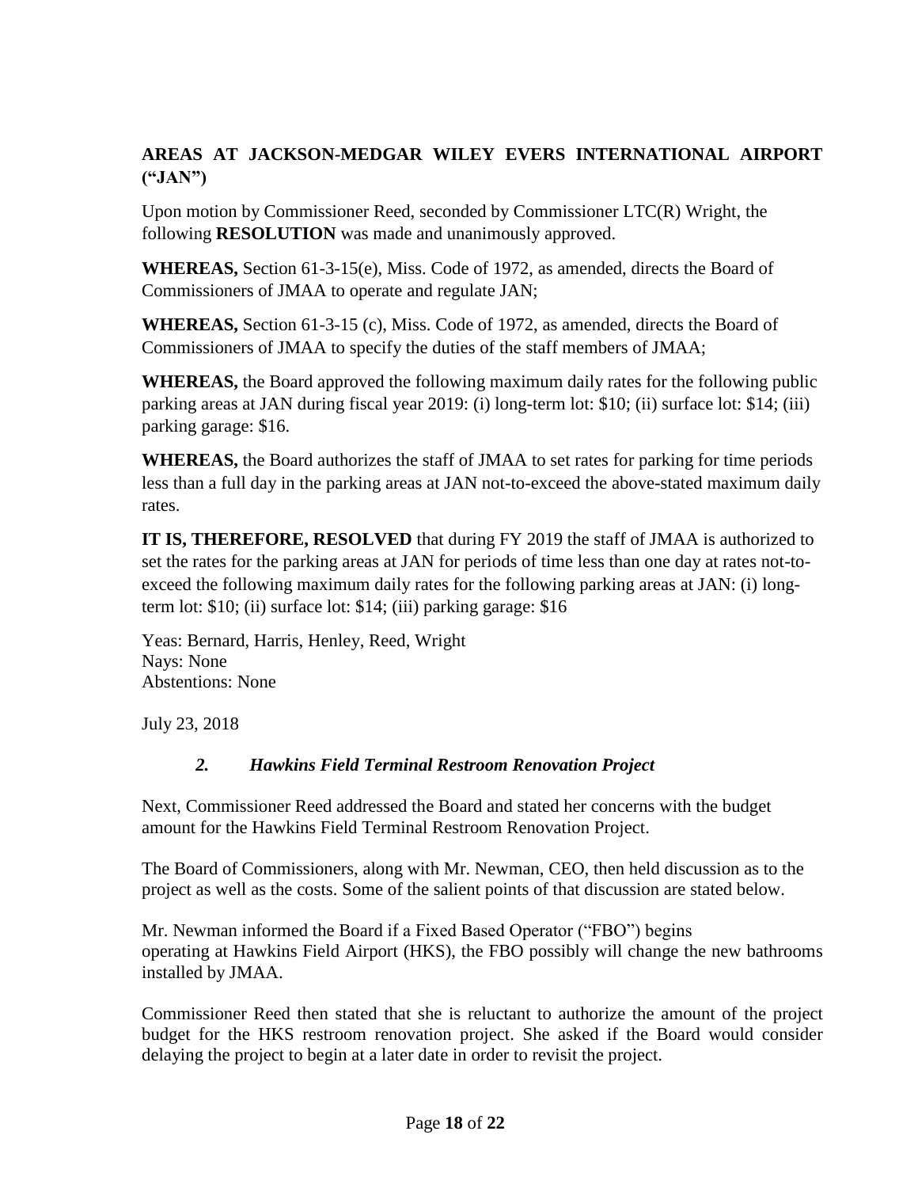**AREAS AT JACKSON-MEDGAR WILEY EVERS INTERNATIONAL AIRPORT ("JAN")**

Upon motion by Commissioner Reed, seconded by Commissioner LTC(R) Wright, the following **RESOLUTION** was made and unanimously approved.

**WHEREAS,** Section 61-3-15(e), Miss. Code of 1972, as amended, directs the Board of Commissioners of JMAA to operate and regulate JAN;

**WHEREAS,** Section 61-3-15 (c), Miss. Code of 1972, as amended, directs the Board of Commissioners of JMAA to specify the duties of the staff members of JMAA;

**WHEREAS,** the Board approved the following maximum daily rates for the following public parking areas at JAN during fiscal year 2019: (i) long-term lot: $10; (ii) surface lot: $14; (iii) parking garage: $16.

**WHEREAS,** the Board authorizes the staff of JMAA to set rates for parking for time periods less than a full day in the parking areas at JAN not-to-exceed the above-stated maximum daily rates.

**IT IS, THEREFORE, RESOLVED** that during FY 2019 the staff of JMAA is authorized to set the rates for the parking areas at JAN for periods of time less than one day at rates not-to-exceed the following maximum daily rates for the following parking areas at JAN: (i) long-term lot: $10; (ii) surface lot: $14; (iii) parking garage: $16

Yeas: Bernard, Harris, Henley, Reed, Wright
Nays: None
Abstentions: None

July 23, 2018

### *2. Hawkins Field Terminal Restroom Renovation Project*

Next, Commissioner Reed addressed the Board and stated her concerns with the budget amount for the Hawkins Field Terminal Restroom Renovation Project.

The Board of Commissioners, along with Mr. Newman, CEO, then held discussion as to the project as well as the costs. Some of the salient points of that discussion are stated below.

Mr. Newman informed the Board if a Fixed Based Operator ("FBO") begins operating at Hawkins Field Airport (HKS), the FBO possibly will change the new bathrooms installed by JMAA.

Commissioner Reed then stated that she is reluctant to authorize the amount of the project budget for the HKS restroom renovation project. She asked if the Board would consider delaying the project to begin at a later date in order to revisit the project.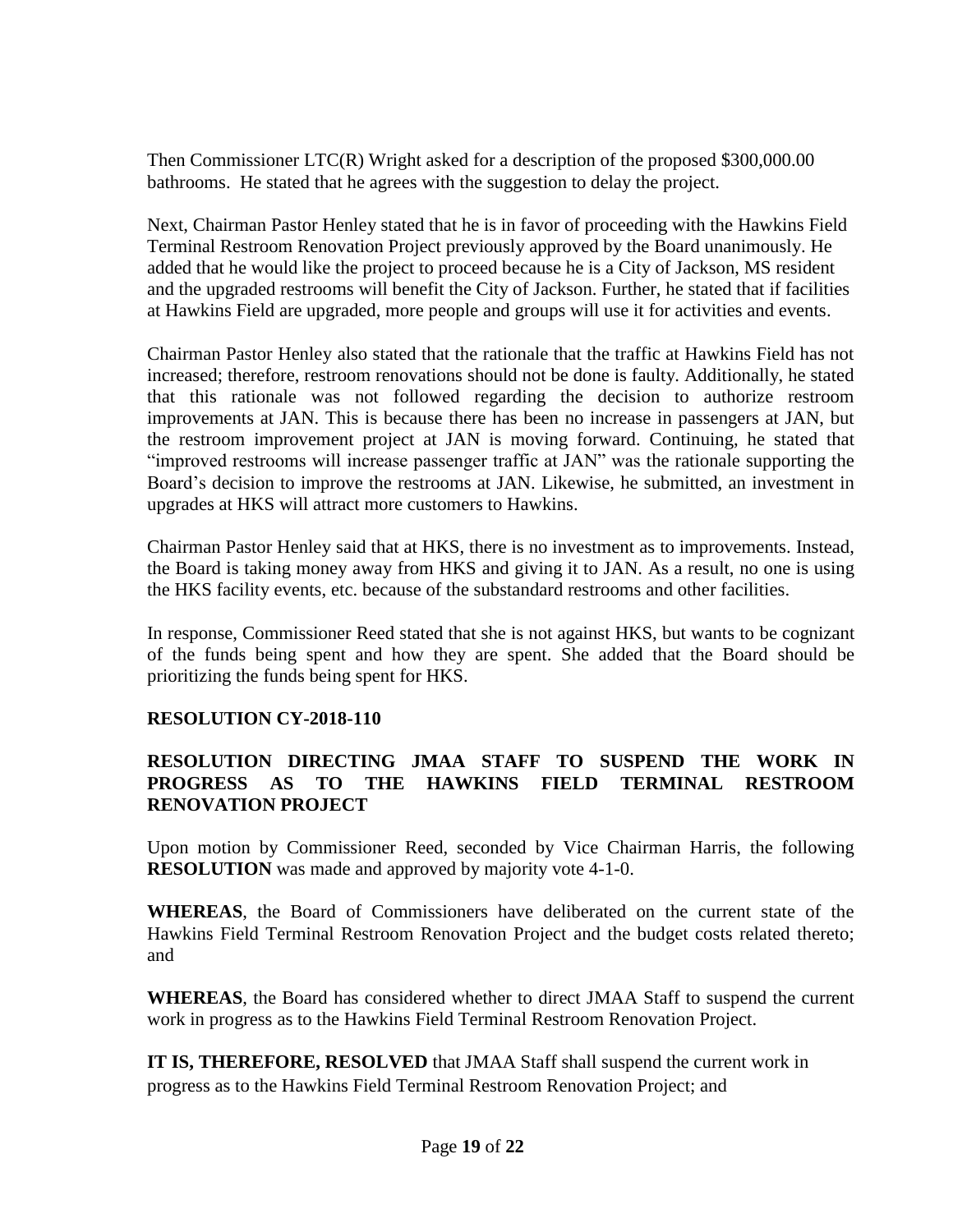Then Commissioner LTC(R) Wright asked for a description of the proposed $300,000.00 bathrooms. He stated that he agrees with the suggestion to delay the project.

Next, Chairman Pastor Henley stated that he is in favor of proceeding with the Hawkins Field Terminal Restroom Renovation Project previously approved by the Board unanimously. He added that he would like the project to proceed because he is a City of Jackson, MS resident and the upgraded restrooms will benefit the City of Jackson. Further, he stated that if facilities at Hawkins Field are upgraded, more people and groups will use it for activities and events.

Chairman Pastor Henley also stated that the rationale that the traffic at Hawkins Field has not increased; therefore, restroom renovations should not be done is faulty. Additionally, he stated that this rationale was not followed regarding the decision to authorize restroom improvements at JAN. This is because there has been no increase in passengers at JAN, but the restroom improvement project at JAN is moving forward. Continuing, he stated that "improved restrooms will increase passenger traffic at JAN" was the rationale supporting the Board's decision to improve the restrooms at JAN. Likewise, he submitted, an investment in upgrades at HKS will attract more customers to Hawkins.

Chairman Pastor Henley said that at HKS, there is no investment as to improvements. Instead, the Board is taking money away from HKS and giving it to JAN. As a result, no one is using the HKS facility events, etc. because of the substandard restrooms and other facilities.

In response, Commissioner Reed stated that she is not against HKS, but wants to be cognizant of the funds being spent and how they are spent. She added that the Board should be prioritizing the funds being spent for HKS.

**RESOLUTION CY-2018-110**

**RESOLUTION DIRECTING JMAA STAFF TO SUSPEND THE WORK IN PROGRESS AS TO THE HAWKINS FIELD TERMINAL RESTROOM RENOVATION PROJECT**

Upon motion by Commissioner Reed, seconded by Vice Chairman Harris, the following **RESOLUTION** was made and approved by majority vote 4-1-0.

**WHEREAS**, the Board of Commissioners have deliberated on the current state of the Hawkins Field Terminal Restroom Renovation Project and the budget costs related thereto; and

**WHEREAS**, the Board has considered whether to direct JMAA Staff to suspend the current work in progress as to the Hawkins Field Terminal Restroom Renovation Project.

**IT IS, THEREFORE, RESOLVED** that JMAA Staff shall suspend the current work in progress as to the Hawkins Field Terminal Restroom Renovation Project; and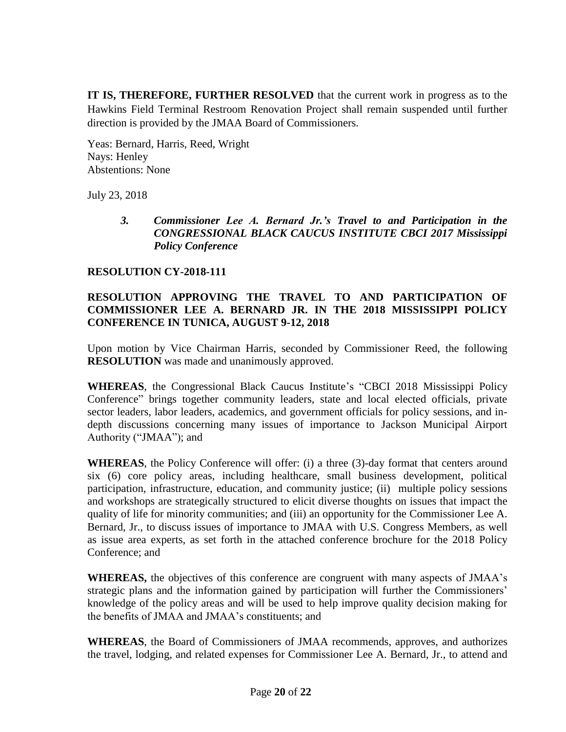**IT IS, THEREFORE, FURTHER RESOLVED** that the current work in progress as to the Hawkins Field Terminal Restroom Renovation Project shall remain suspended until further direction is provided by the JMAA Board of Commissioners.

Yeas: Bernard, Harris, Reed, Wright
Nays: Henley
Abstentions: None

July 23, 2018

> ***3. Commissioner Lee A. Bernard Jr.'s Travel to and Participation in the CONGRESSIONAL BLACK CAUCUS INSTITUTE CBCI 2017 Mississippi Policy Conference***

**RESOLUTION CY-2018-111**

**RESOLUTION APPROVING THE TRAVEL TO AND PARTICIPATION OF COMMISSIONER LEE A. BERNARD JR. IN THE 2018 MISSISSIPPI POLICY CONFERENCE IN TUNICA, AUGUST 9-12, 2018**

Upon motion by Vice Chairman Harris, seconded by Commissioner Reed, the following **RESOLUTION** was made and unanimously approved.

**WHEREAS**, the Congressional Black Caucus Institute's "CBCI 2018 Mississippi Policy Conference" brings together community leaders, state and local elected officials, private sector leaders, labor leaders, academics, and government officials for policy sessions, and in-depth discussions concerning many issues of importance to Jackson Municipal Airport Authority ("JMAA"); and

**WHEREAS**, the Policy Conference will offer: (i) a three (3)-day format that centers around six (6) core policy areas, including healthcare, small business development, political participation, infrastructure, education, and community justice; (ii) multiple policy sessions and workshops are strategically structured to elicit diverse thoughts on issues that impact the quality of life for minority communities; and (iii) an opportunity for the Commissioner Lee A. Bernard, Jr., to discuss issues of importance to JMAA with U.S. Congress Members, as well as issue area experts, as set forth in the attached conference brochure for the 2018 Policy Conference; and

**WHEREAS,** the objectives of this conference are congruent with many aspects of JMAA's strategic plans and the information gained by participation will further the Commissioners' knowledge of the policy areas and will be used to help improve quality decision making for the benefits of JMAA and JMAA's constituents; and

**WHEREAS**, the Board of Commissioners of JMAA recommends, approves, and authorizes the travel, lodging, and related expenses for Commissioner Lee A. Bernard, Jr., to attend and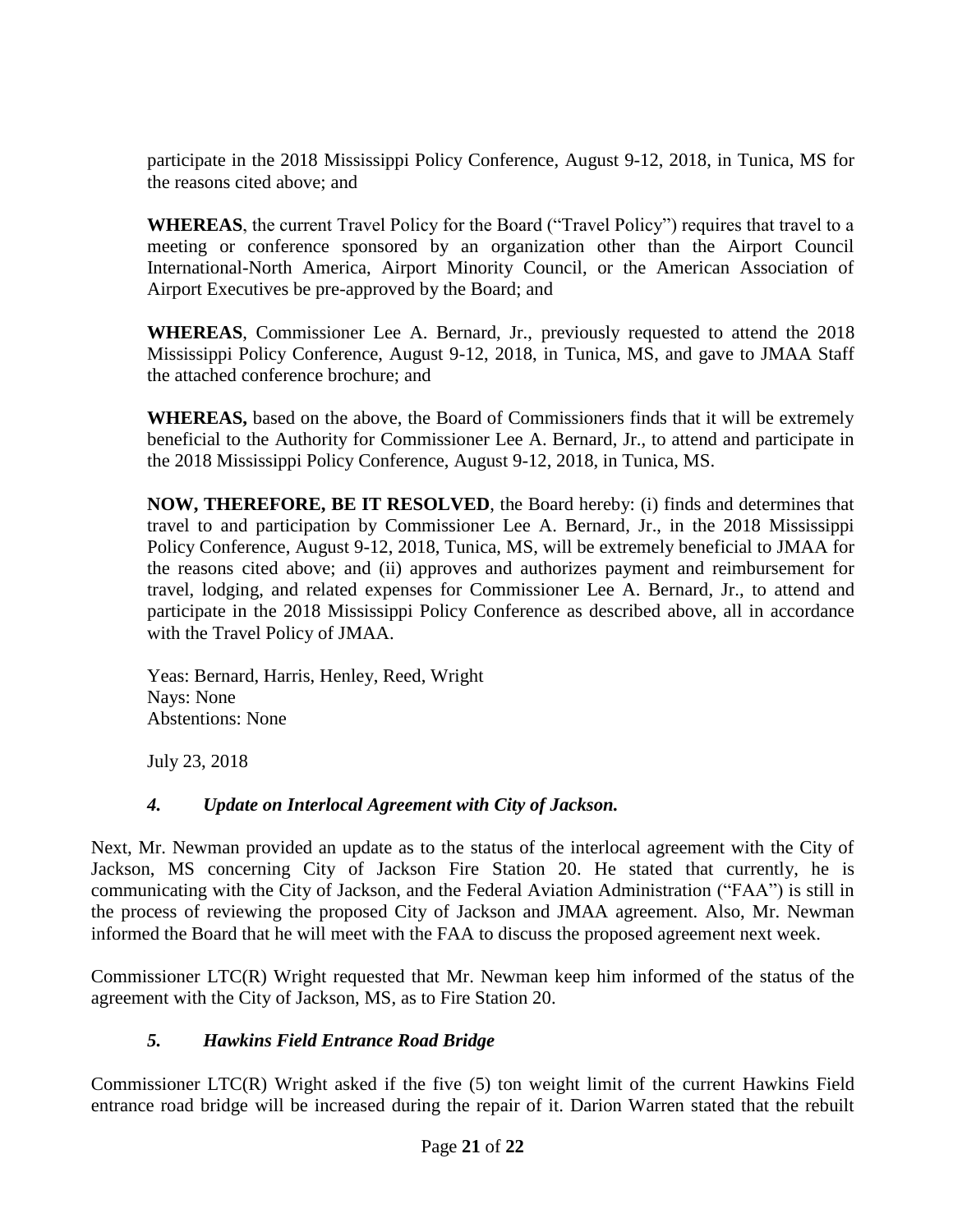participate in the 2018 Mississippi Policy Conference, August 9-12, 2018, in Tunica, MS for the reasons cited above; and

**WHEREAS**, the current Travel Policy for the Board ("Travel Policy") requires that travel to a meeting or conference sponsored by an organization other than the Airport Council International-North America, Airport Minority Council, or the American Association of Airport Executives be pre-approved by the Board; and

**WHEREAS**, Commissioner Lee A. Bernard, Jr., previously requested to attend the 2018 Mississippi Policy Conference, August 9-12, 2018, in Tunica, MS, and gave to JMAA Staff the attached conference brochure; and

**WHEREAS,** based on the above, the Board of Commissioners finds that it will be extremely beneficial to the Authority for Commissioner Lee A. Bernard, Jr., to attend and participate in the 2018 Mississippi Policy Conference, August 9-12, 2018, in Tunica, MS.

**NOW, THEREFORE, BE IT RESOLVED**, the Board hereby: (i) finds and determines that travel to and participation by Commissioner Lee A. Bernard, Jr., in the 2018 Mississippi Policy Conference, August 9-12, 2018, Tunica, MS, will be extremely beneficial to JMAA for the reasons cited above; and (ii) approves and authorizes payment and reimbursement for travel, lodging, and related expenses for Commissioner Lee A. Bernard, Jr., to attend and participate in the 2018 Mississippi Policy Conference as described above, all in accordance with the Travel Policy of JMAA.

Yeas: Bernard, Harris, Henley, Reed, Wright
Nays: None
Abstentions: None

July 23, 2018

### *4. Update on Interlocal Agreement with City of Jackson.*

Next, Mr. Newman provided an update as to the status of the interlocal agreement with the City of Jackson, MS concerning City of Jackson Fire Station 20. He stated that currently, he is communicating with the City of Jackson, and the Federal Aviation Administration ("FAA") is still in the process of reviewing the proposed City of Jackson and JMAA agreement. Also, Mr. Newman informed the Board that he will meet with the FAA to discuss the proposed agreement next week.

Commissioner LTC(R) Wright requested that Mr. Newman keep him informed of the status of the agreement with the City of Jackson, MS, as to Fire Station 20.

### *5. Hawkins Field Entrance Road Bridge*

Commissioner LTC(R) Wright asked if the five (5) ton weight limit of the current Hawkins Field entrance road bridge will be increased during the repair of it. Darion Warren stated that the rebuilt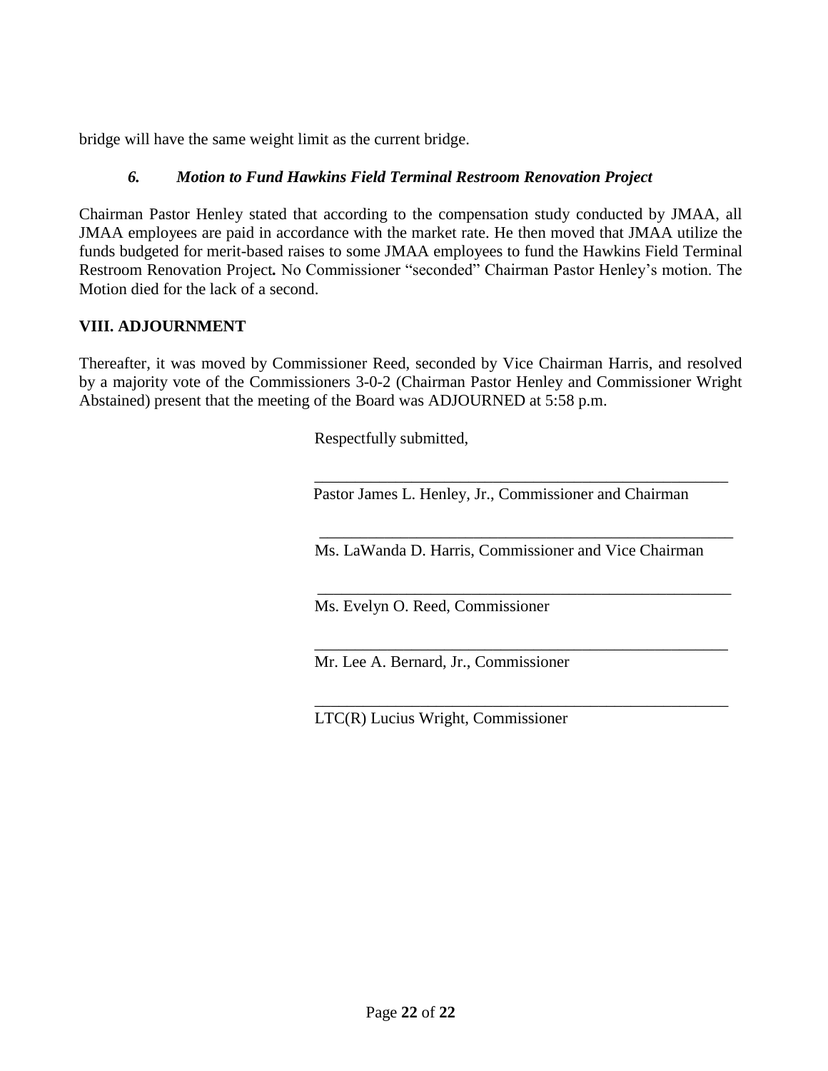bridge will have the same weight limit as the current bridge.

### *6. Motion to Fund Hawkins Field Terminal Restroom Renovation Project*

Chairman Pastor Henley stated that according to the compensation study conducted by JMAA, all JMAA employees are paid in accordance with the market rate. He then moved that JMAA utilize the funds budgeted for merit-based raises to some JMAA employees to fund the Hawkins Field Terminal Restroom Renovation Project**.** No Commissioner "seconded" Chairman Pastor Henley's motion. The Motion died for the lack of a second.

## VIII. ADJOURNMENT

Thereafter, it was moved by Commissioner Reed, seconded by Vice Chairman Harris, and resolved by a majority vote of the Commissioners 3-0-2 (Chairman Pastor Henley and Commissioner Wright Abstained) present that the meeting of the Board was ADJOURNED at 5:58 p.m.

Respectfully submitted,

_____________________________________________________
Pastor James L. Henley, Jr., Commissioner and Chairman

_____________________________________________________
Ms. LaWanda D. Harris, Commissioner and Vice Chairman

_____________________________________________________
Ms. Evelyn O. Reed, Commissioner

_____________________________________________________
Mr. Lee A. Bernard, Jr., Commissioner

_____________________________________________________
LTC(R) Lucius Wright, Commissioner